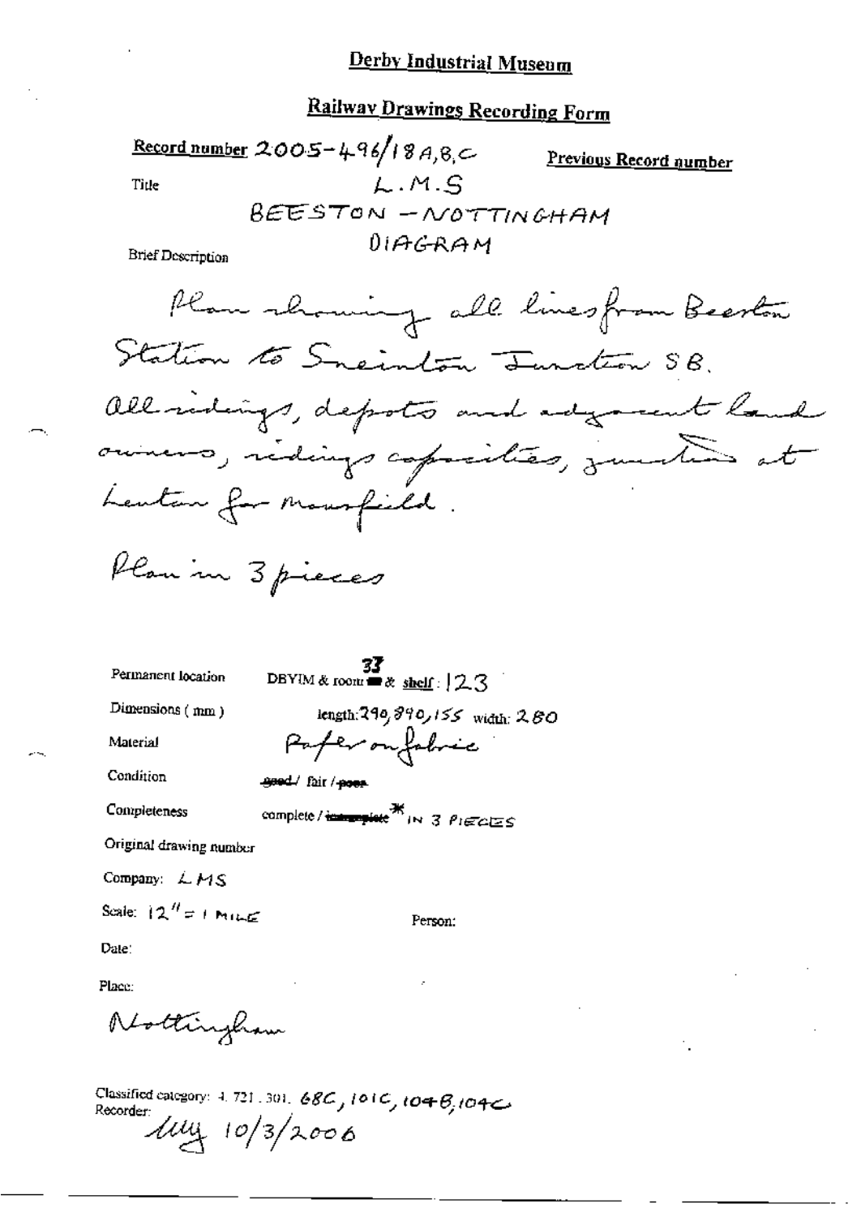# Derby Industrial Museum

## Railway Drawings Recording Form

**Record number** 2005-496/18A,B,C

**Previous Record number**

Title

L.M.S

BEESTON – NOTTINGHAM

DIAGRAM

Brief Description

Plan showing all lines from Beeston Station to Sneinton Junction SB. All sidings, depots and adjacent land owners, sidings capacities, junctions at Lenton for Mansfield.

Plan in 3 pieces

Permanent location: DBYIM & room 37 & shelf: 123

Dimensions (mm): length: 290, 890, 155 width: 280

Material: Paper on fabric

Condition: ~~good~~ / fair / ~~poor~~

Completeness: complete / ~~incomplete~~ * IN 3 PIECES

Original drawing number

Company: LMS

Scale: 12" = 1 MILE

Person:

Date:

Place:

Nottingham

Classified category: 4. 721. 301. 68C, 101C, 104B, 104C

Recorder:

Muy 10/3/2006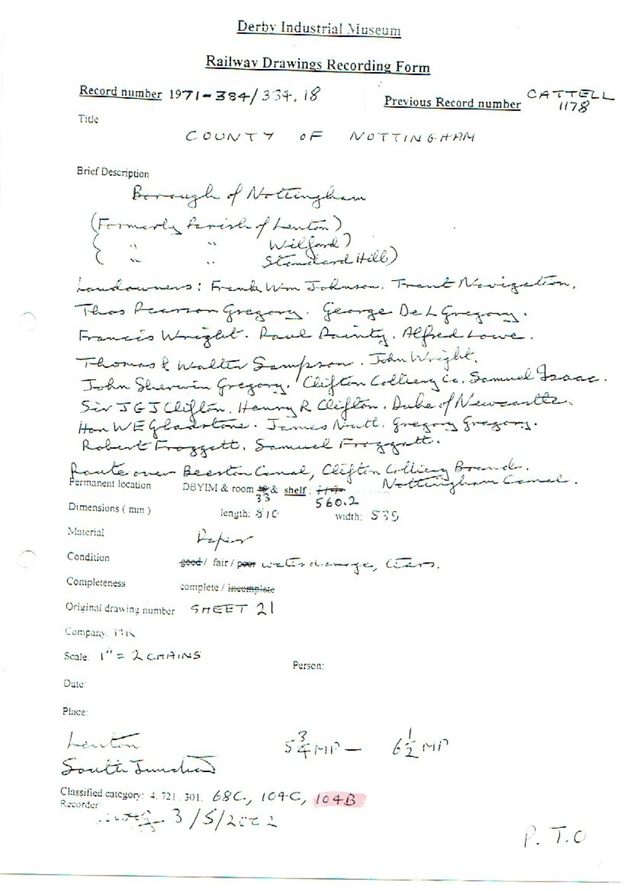Derby Industrial Museum

# Railway Drawings Recording Form

Record number 1971-384/334.18

Previous Record number CATTELL 1178

Title

COUNTY OF NOTTINGHAM

Brief Description

Borough of Nottingham
(Formerly Parish of Lenton)
( " " Wilford)
( " " Standard Hill)

Landowners: Frank Wm Johnson. Trent Navigation. Thos Pearson Gregory. George De L Gregory. Francis Wright. Paul Dainty. Alfred Lowe. Thomas & Walter Sampson. John Wright. John Sherwin Gregory. Clifton Colliery Co. Samuel Isaac. Sir J G J Clifton. Henry R Clifton. Duke of Newcastle. Hon W E Gladstone. James Nutt. Gregory Gregory. Robert Froggatt. Samuel Froggatt.

Route over Beeston Canal, Clifton Colliery Branch. Nottingham Canal.

Permanent location DBYIM & room ~~18~~ 33 & shelf: ~~114~~ 560.2

Dimensions (mm) length: 810 width: 535

Material Paper

Condition ~~good~~ / fair / ~~poor~~ water damage, tears.

Completeness complete / ~~incomplete~~

Original drawing number SHEET 21

Company: MR

Scale: 1" = 2 CHAINS

Person:

Date:

Place:

Lenton
South Junction

$5\frac{3}{4}$ MP — $6\frac{1}{2}$ MP

Classified category: 4.721.301. 68C, 104C, 104B

Recorder: 3/5/2002

P.T.O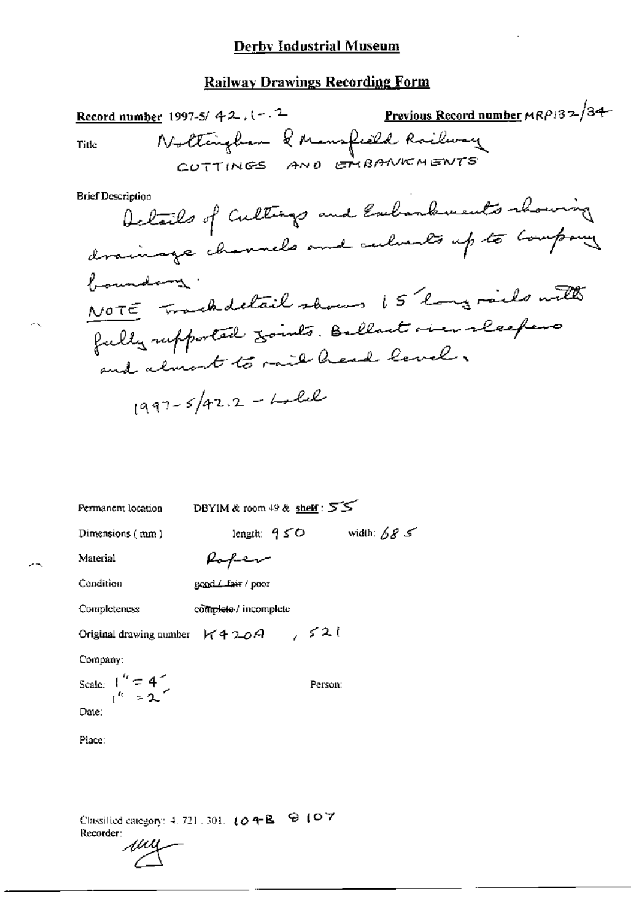# Derby Industrial Museum

## Railway Drawings Recording Form

**Record number** 1997-5/ 42 , 1 - 2 **Previous Record number** MRP132/34

Title Nottingham & Mansfield Railway
CUTTINGS AND EMBANKMENTS

Brief Description
Details of Cuttings and Embankments showing drainage channels and culverts up to Company boundary.
NOTE Track detail shows 15' long rails with fully supported joints. Ballast over sleepers and almost to rail head level.

1997-5/42.2 - Label

Permanent location DBYIM & room 49 & **shelf** : 55

Dimensions ( mm ) length: 950 width: 685

Material Paper

Condition good / ~~fair~~ / poor

Completeness ~~complete~~ / incomplete

Original drawing number K420A , 521

Company:

Scale: 1" = 4'
1" = 2'

Person:

Date:

Place:

Classified category: 4. 721. 301. 104B 9 107
Recorder: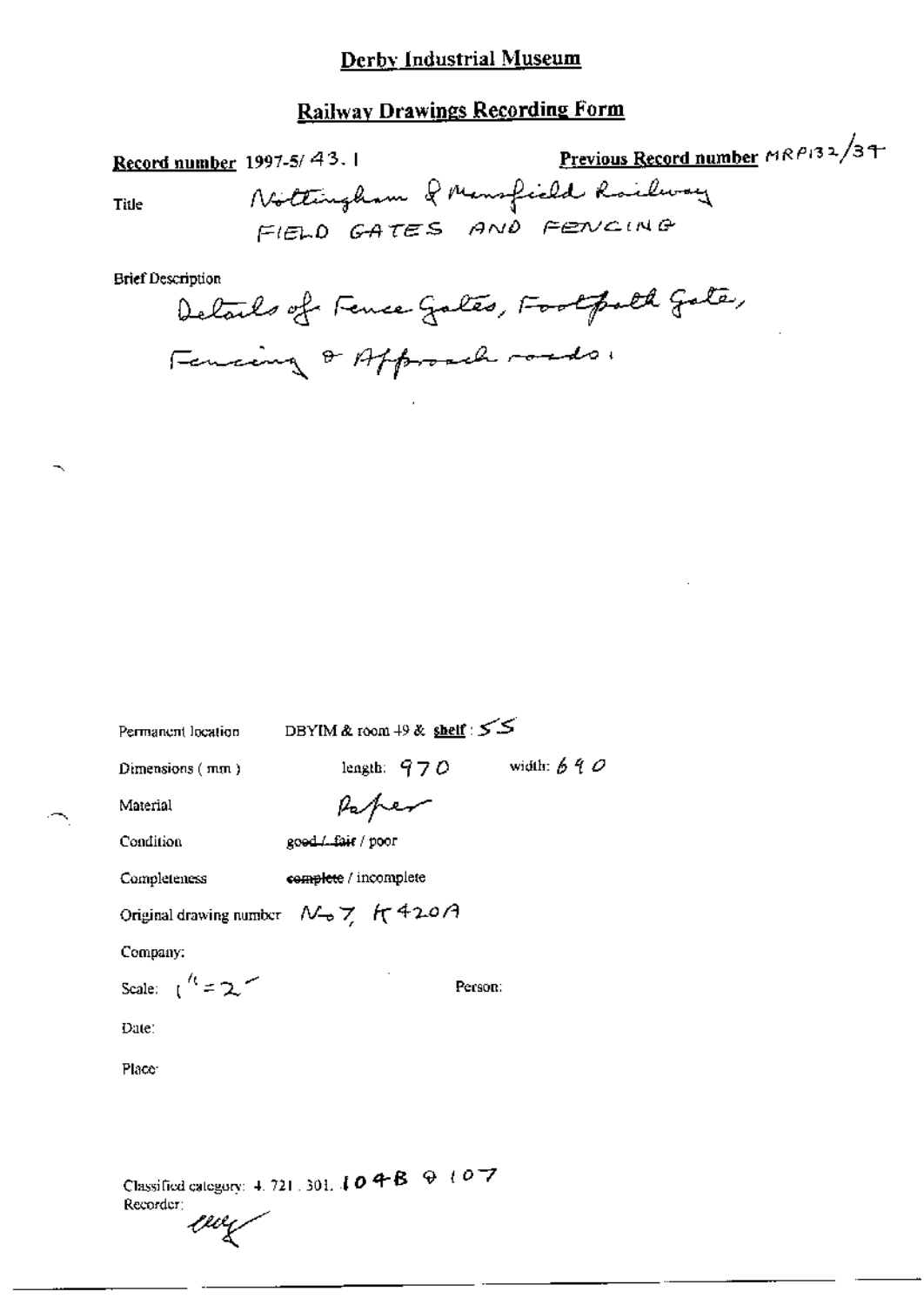## Derby Industrial Museum

## Railway Drawings Recording Form

**Record number** 1997-5/ 43. 1

**Previous Record number** MRP132/39

Title: Nottingham & Mansfield Railway
FIELD GATES AND FENCING

Brief Description
Details of Fence Gates, Footpath Gate, Fencing & Approach roads.

Permanent location: DBYIM & room 49 & **shelf**: 55

Dimensions (mm): length: 970 width: 690

Material: Paper

Condition: ~~good / fair~~ / poor

Completeness: ~~complete~~ / incomplete

Original drawing number: No 7, K 420A

Company:

Scale: 1" = 2'

Person:

Date:

Place:

Classified category: 4. 721. 301. 104B & 107

Recorder: ewg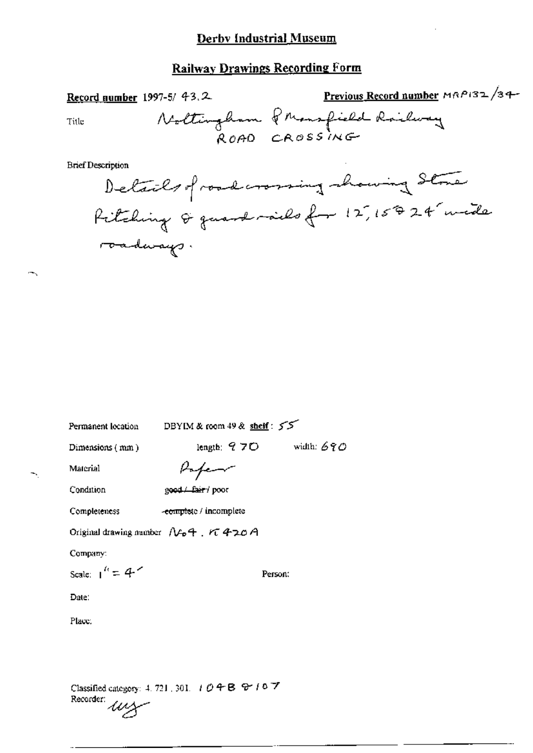# Derby Industrial Museum

## Railway Drawings Recording Form

**Record number** 1997-5/ 43.2

**Previous Record number** MRP132/34

Title: Nottingham & Mansfield Railway
ROAD CROSSING

Brief Description

Details of road crossing showing Stone Pitching & guard rails for 12', 15' & 24' wide roadways.

Permanent location: DBYIM & room 49 & **shelf**: 55

Dimensions (mm): length: 970 width: 690

Material: Paper

Condition: ~~good / fair~~ / poor

Completeness: ~~complete~~ / incomplete

Original drawing number: No4. RC420A

Company:

Scale: 1" = 4'

Person:

Date:

Place:

Classified category: 4.721.301. 104B & 107

Recorder: mg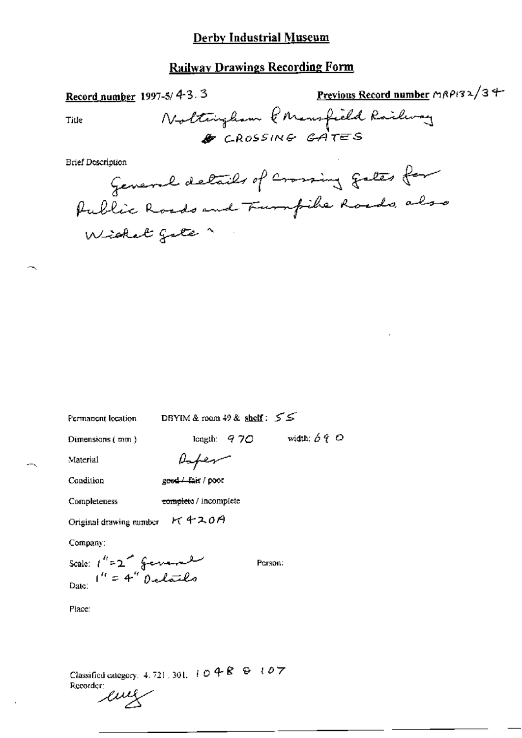# Derby Industrial Museum

## Railway Drawings Recording Form

**Record number** 1997-5/ 43. 3 **Previous Record number** MRP132/34

Title Nottingham & Mansfield Railway
CROSSING GATES

Brief Description
General details of Crossing gates for Public Roads and Turnpike Roads, also Wicket gate

Permanent location DBYIM & room 49 & **shelf**: 55

Dimensions (mm) length: 970 width: 690

Material Paper

Condition ~~good / fair~~ / poor

Completeness ~~complete~~ / incomplete

Original drawing number K 420A

Company:

Scale: 1" = 2' General
1" = 4" Details

Person:

Date:

Place:

Classified category. 4. 721. 301. 104B & 107

Recorder: [initials]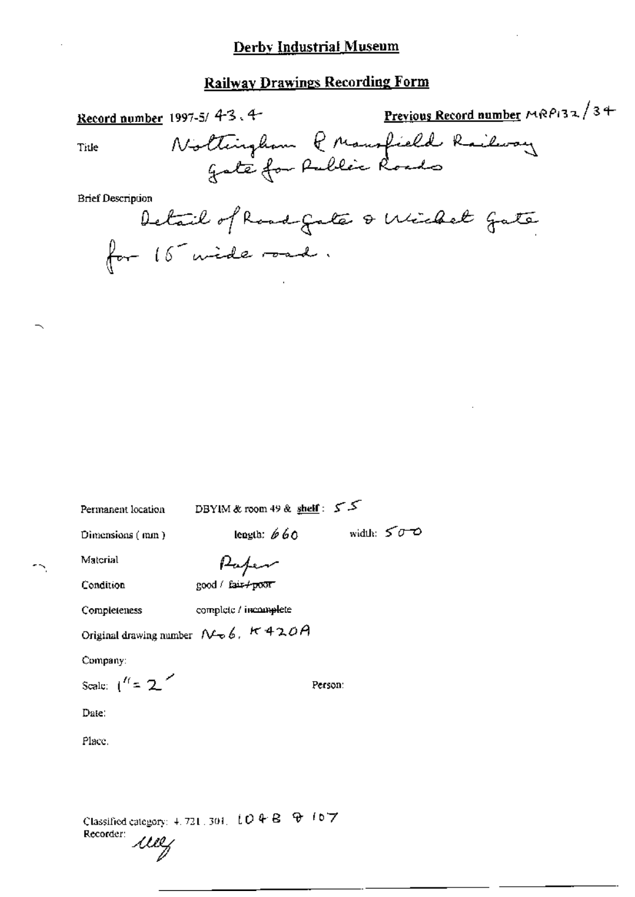## Derby Industrial Museum

## Railway Drawings Recording Form

**Record number** 1997-5/ 43.4

**Previous Record number** MRP132/34

Title: Nottingham & Mansfield Railway Gate for Public Roads

Brief Description:

Detail of Road Gate & Wicket Gate for 15' wide road.

Permanent location: DBYIM & room 49 & shelf: 55

Dimensions (mm): length: 660 width: 500

Material: Paper

Condition: good / ~~fair / poor~~

Completeness: complete / ~~incomplete~~

Original drawing number: No 6. K420A

Company:

Scale: 1" = 2'

Person:

Date:

Place:

Classified category: 4.721.301. 104B & 107

Recorder: *[signature]*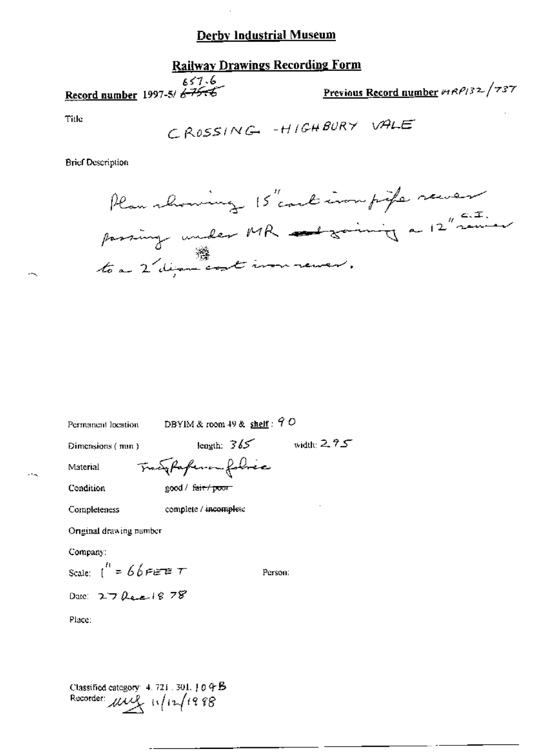# Derby Industrial Museum

## Railway Drawings Recording Form

**Record number** 1997-5/ ~~6756~~ 657.6

**Previous Record number** MRP132/737

Title

CROSSING -HIGHBURY VALE

Brief Description

Plan showing 15" cast iron pipe sewer passing under MR ~~and~~ joining a 12" C.I. sewer to a 2' diam cast iron sewer.

Permanent location DBYIM & room 49 & **shelf**: 90

Dimensions (mm) length: 365 width: 295

Material Tracing paper on fabric

Condition good / ~~fair / poor~~

Completeness complete / ~~incomplete~~

Original drawing number

Company:

Scale: 1" = 66 FEET Person:

Date: 27 Dec 1878

Place:

Classified category: 4. 721. 301. 104B

Recorder: [initials] 11/12/1998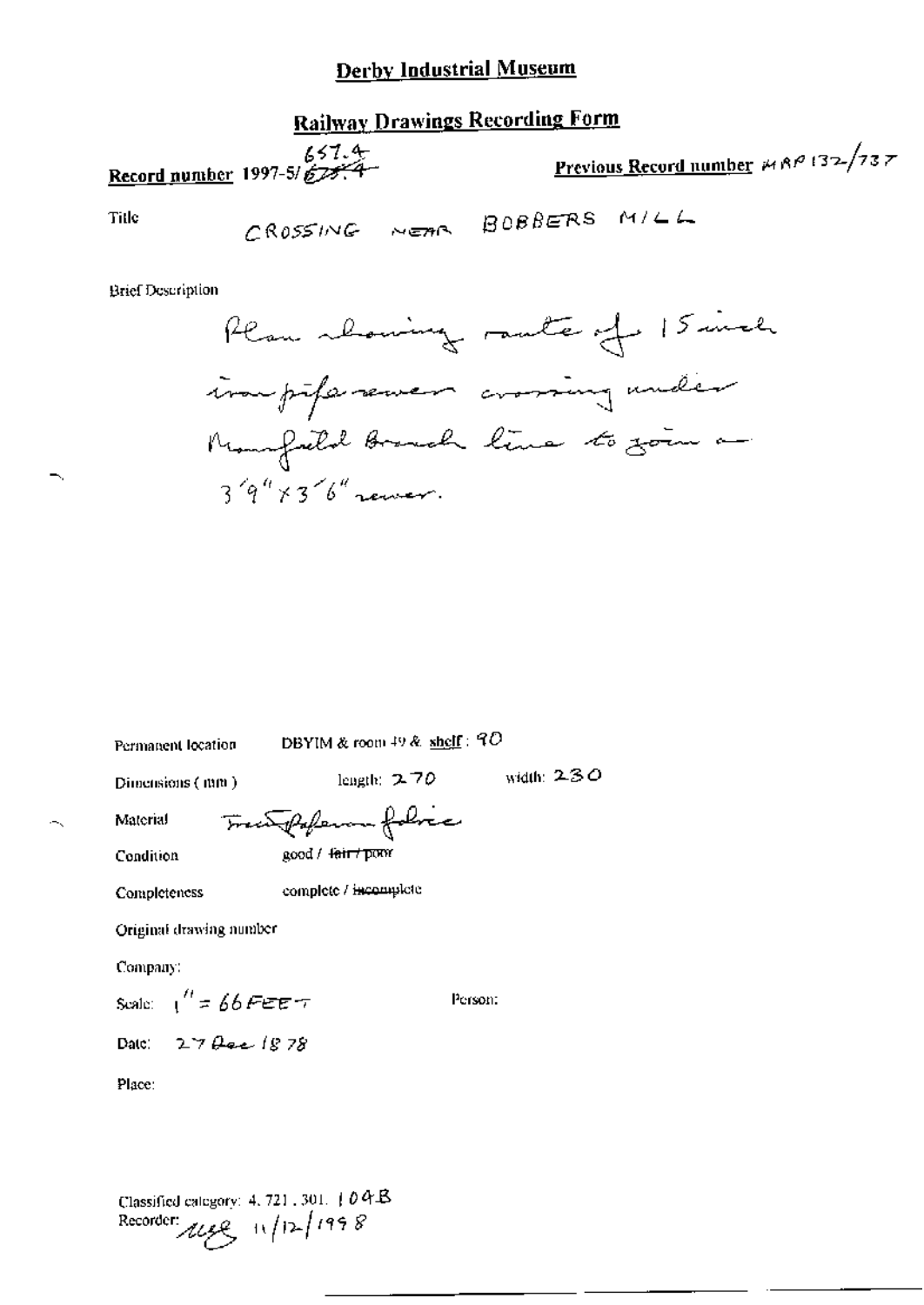# Derby Industrial Museum

## Railway Drawings Recording Form

**Record number** 1997-5/~~673.4~~ 657.4

**Previous Record number** MRP 132/737

Title

CROSSING NEAR BOBBERS MILL

Brief Description

Plan showing route of 15 inch iron pipe sewer crossing under Mansfield Branch line to join a 3'9" x 3'6" sewer.

Permanent location DBYIM & room 49 & shelf: 90

Dimensions (mm) length: 270 width: 230

Material Tracing paper on fabric

Condition good / ~~fair / poor~~

Completeness complete / ~~incomplete~~

Original drawing number

Company:

Scale: 1" = 66 FEET

Person:

Date: 27 Dec 1878

Place:

Classified category: 4. 721. 301. 104B

Recorder: MGE 11/12/1998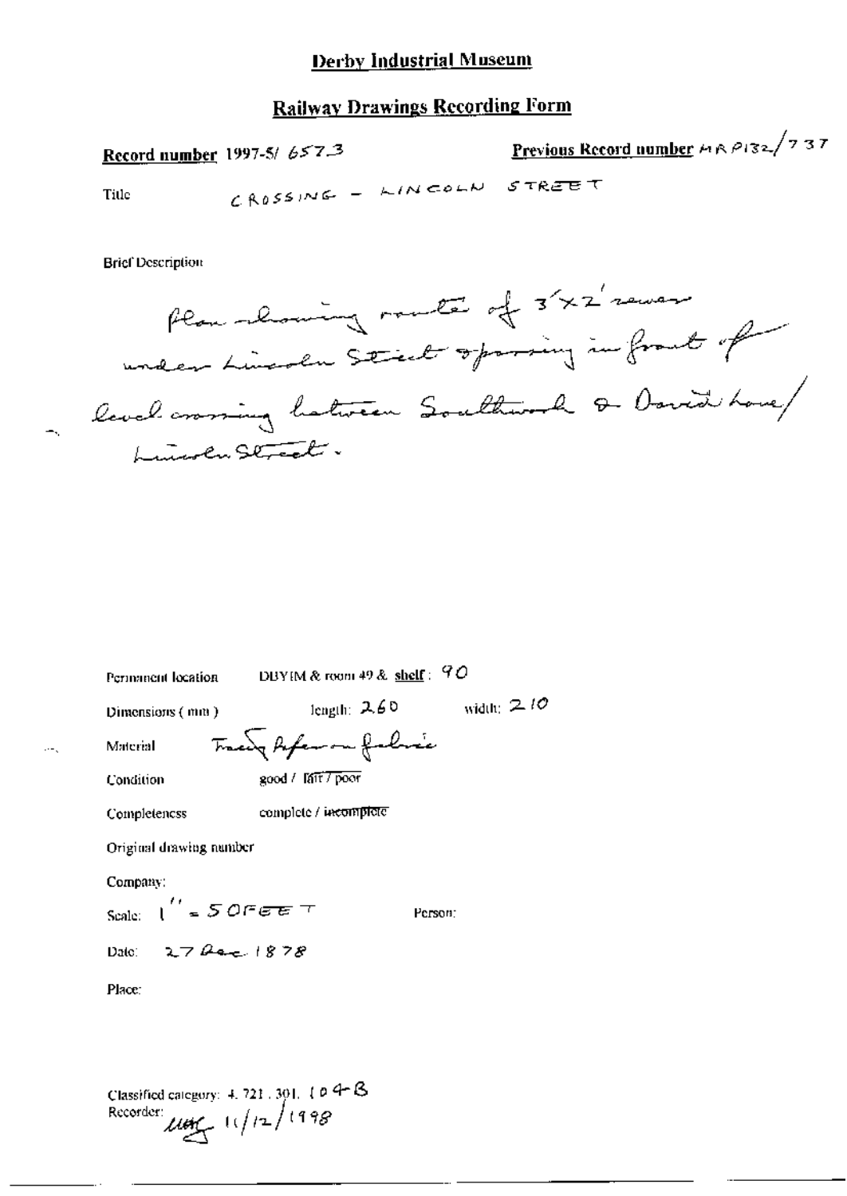# Derby Industrial Museum

## Railway Drawings Recording Form

**Record number** 1997-5/ 657.3

**Previous Record number** MR P132/737

Title CROSSING - LINCOLN STREET

Brief Description

Plan showing route of 3'x2' sewer under Lincoln Street opposing in front of level crossing between Southwark & David Lane/ Lincoln Street.

Permanent location DBYIM & room 49 & **shelf**: 90

Dimensions (mm) length: 260 width: 210

Material Tracing paper on fabric

Condition good / fair / poor

Completeness complete / incomplete

Original drawing number

Company:

Scale: 1" = 50 FEET Person:

Date: 27 Dec. 1878

Place:

Classified category: 4.721.301.104-B

Recorder: [initials] 11/12/1998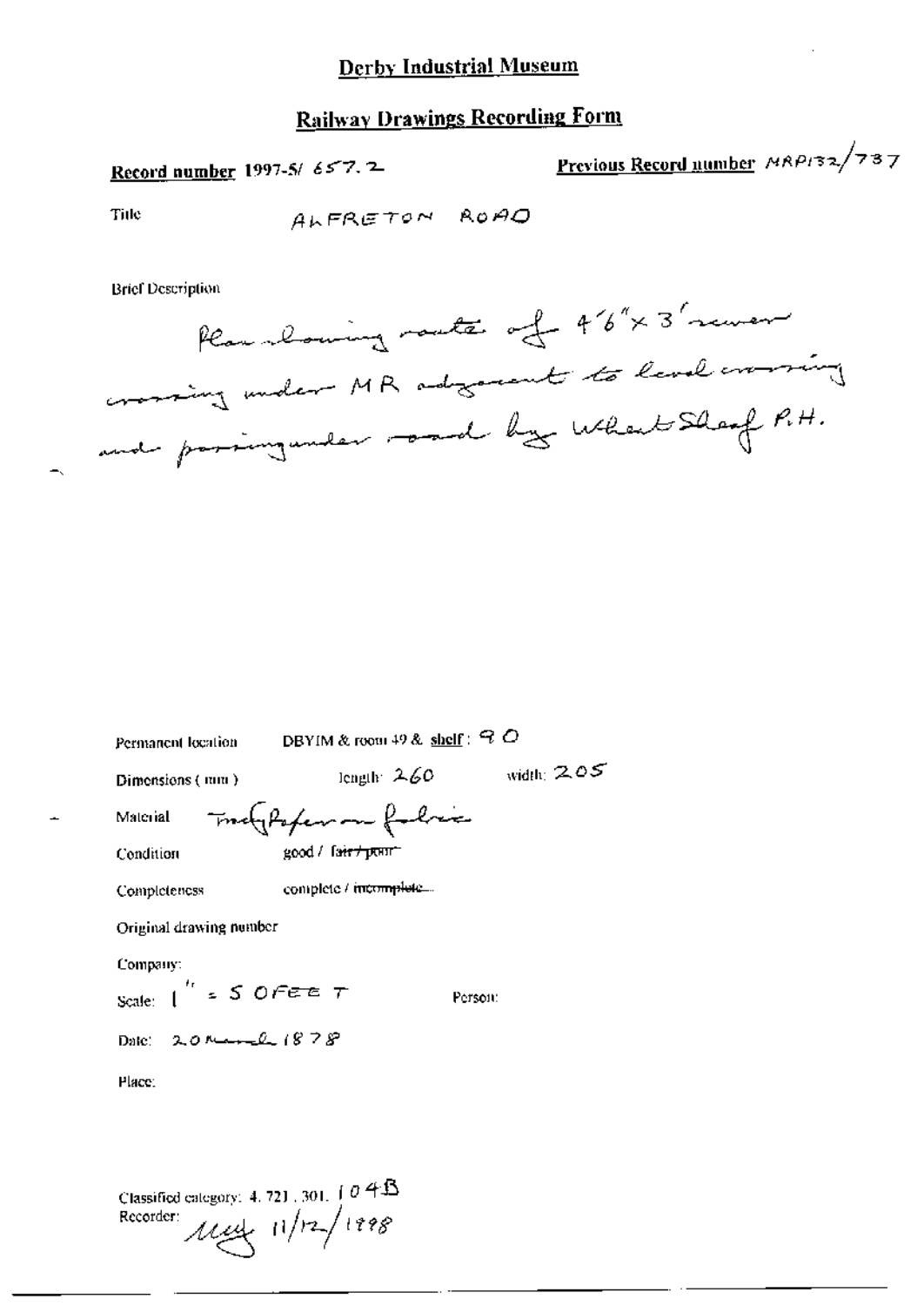# Derby Industrial Museum

## Railway Drawings Recording Form

**Record number** 1997-5/ 657.2

**Previous Record number** MRP132/737

Title: ALFRETON ROAD

Brief Description

Plan showing route of 4'6" x 3' sewer crossing under MR adjacent to level crossing and passing under road by Wheat Sheaf P.H.

Permanent location: DBYIM & room 49 & **shelf**: 90

Dimensions (mm): length: 260 width: 205

Material: Tracing paper on fabric

Condition: good / ~~fair / poor~~

Completeness: complete / ~~incomplete~~

Original drawing number

Company:

Scale: 1" = 50 FEET

Person:

Date: 20 March 1878

Place:

Classified category: 4. 721. 301. 104B

Recorder: MEY 11/12/1998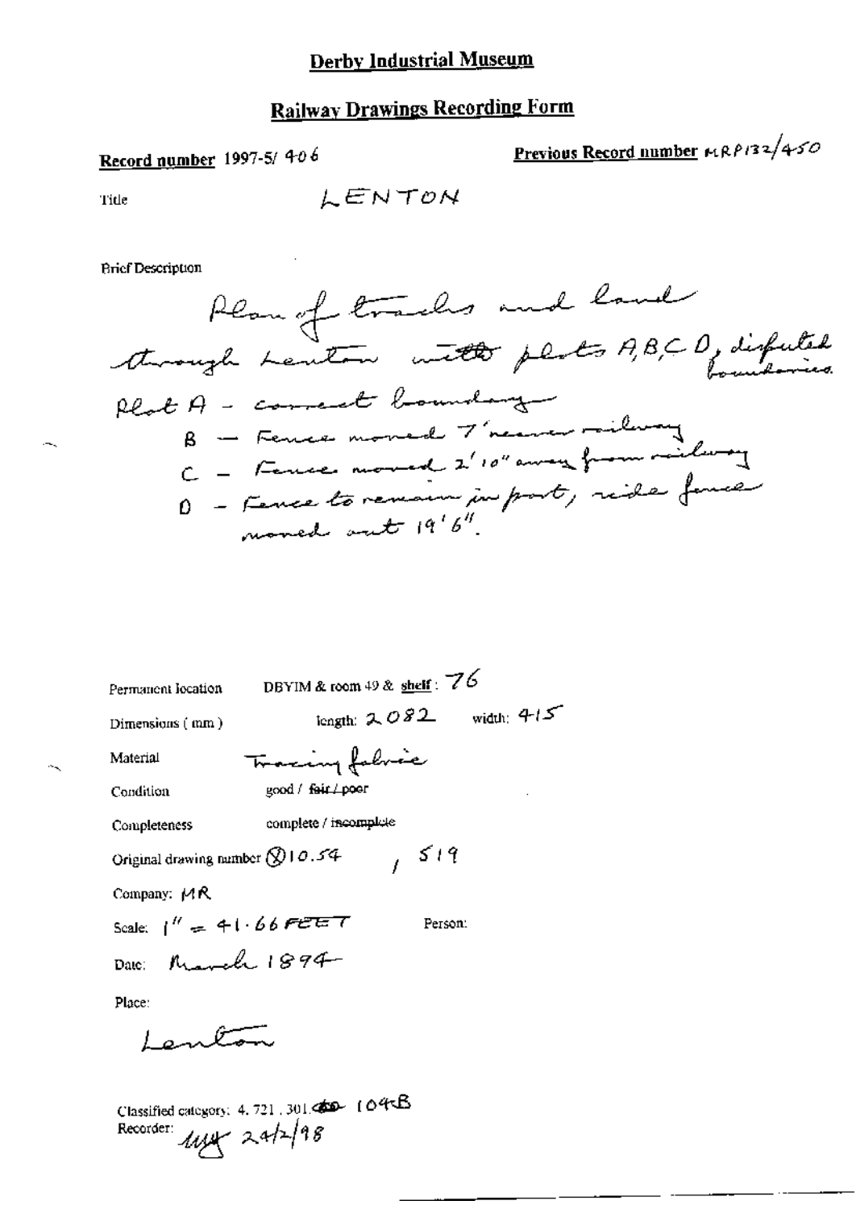# Derby Industrial Museum

## Railway Drawings Recording Form

**Record number** 1997-5/ 406

**Previous Record number** MRP132/450

Title: LENTON

Brief Description

Plan of tracks and land through Lenton with plots A, B, C, D, disputed boundaries.
Plot A - correct boundary
B - Fence moved 7' nearer railway
C - Fence moved 2' 10" away from railway
D - Fence to remain in part, side fence moved out 19' 6".

Permanent location: DBYIM & room 49 & shelf: 76

Dimensions (mm): length: 2082 width: 415

Material: Tracing fabric

Condition: good / ~~fair / poor~~

Completeness: complete / ~~incomplete~~

Original drawing number: ⊗10.54 , 519

Company: MR

Scale: 1" = 41.66 FEET

Person:

Date: March 1894

Place:

Lenton

Classified category: 4. 721. 301. ~~~~ 104B

Recorder: ~~~ 24/2/98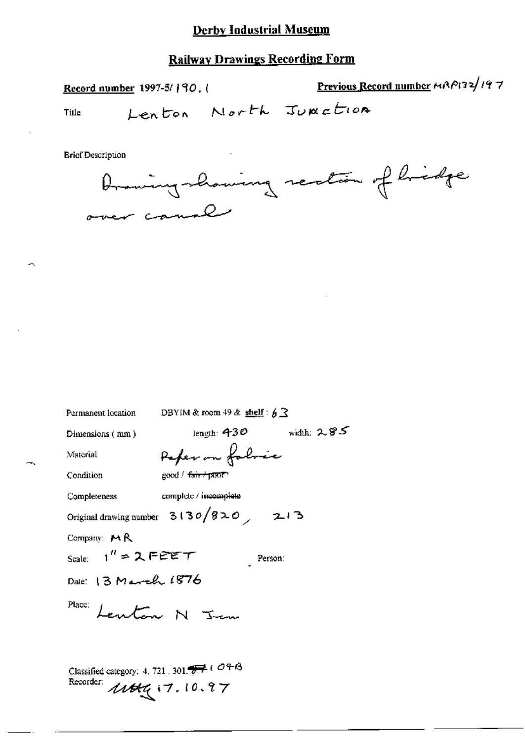# Derby Industrial Museum

## Railway Drawings Recording Form

**Record number** 1997-5/ 190. 1

**Previous Record number** MRP132/197

Title Lenton North Junction

Brief Description

Drawing showing section of bridge over canal

Permanent location DBYIM & room 49 & **shelf**: 63

Dimensions (mm) length: 430 width: 285

Material Paper on fabric

Condition good / ~~fair / poor~~

Completeness complete / ~~incomplete~~

Original drawing number 3130/820, 213

Company: MR

Scale: 1" = 2 FEET Person:

Date: 13 March 1876

Place: Lenton N Jcn

Classified category: 4. 721. 301. ~~77~~ 1 07 B

Recorder: MM 17.10.97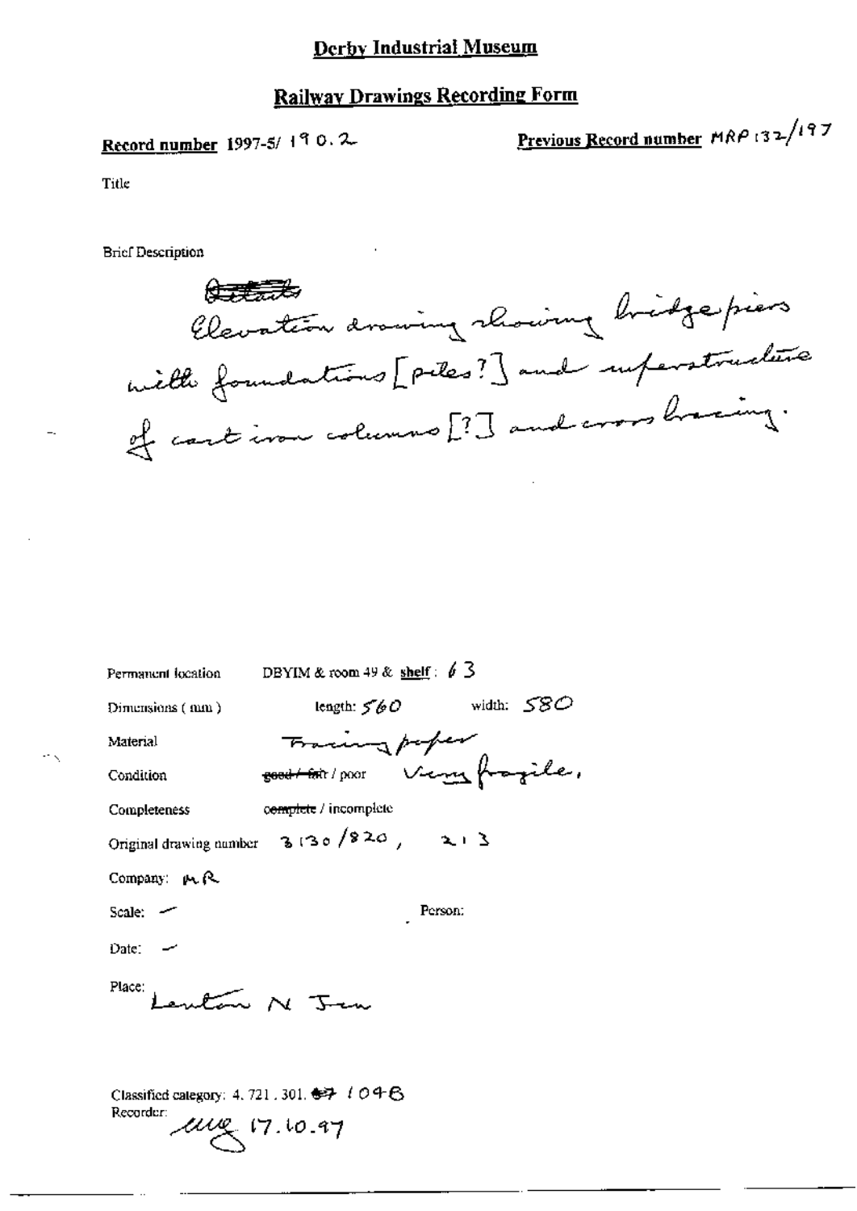# Derby Industrial Museum

## Railway Drawings Recording Form

**Record number** 1997-5/ 190.2

**Previous Record number** MRP 132/197

Title

Brief Description

~~Details~~
Elevation drawing showing bridge piers with foundations [piles?] and superstructure of cast iron columns [?] and cross bracing.

Permanent location DBYIM & room 49 & **shelf**: 63

Dimensions (mm) length: 560 width: 580

Material Tracing paper

Condition ~~good / fair~~ / poor Very fragile.

Completeness ~~complete~~ / incomplete

Original drawing number 3130/820, 213

Company: MR

Scale: –

Person:

Date: –

Place: Lenton N Jcn

Classified category: 4.721.301. ~~07~~ 104B

Recorder: [initials] 17.10.97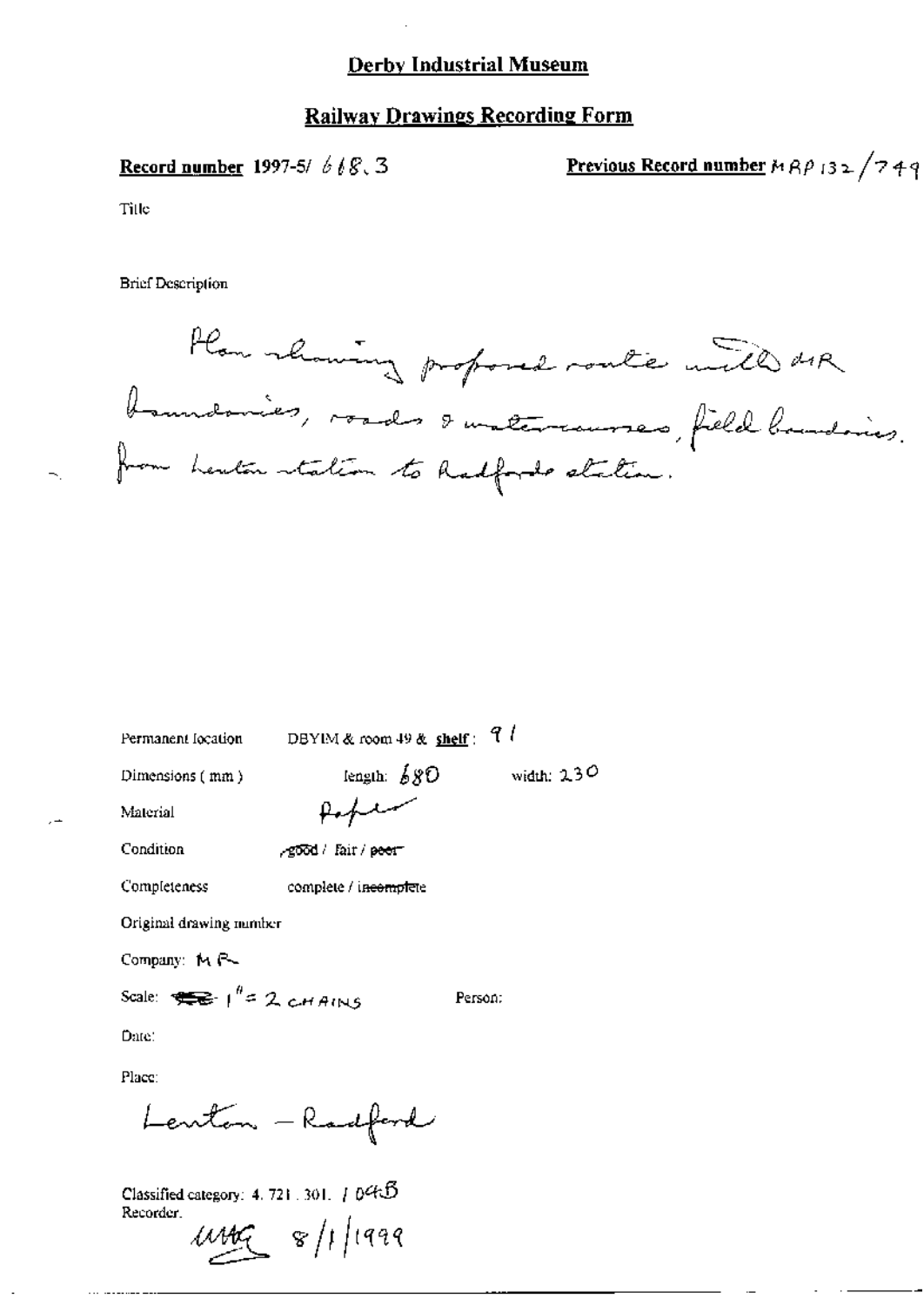# Derby Industrial Museum

## Railway Drawings Recording Form

**Record number** 1997-5/ 668.3

**Previous Record number** MRP 132/749

Title

Brief Description

Plan showing proposed route with MR boundaries, roads & watercourses, field boundaries, from Lenton station to Radford station.

Permanent location DBYIM & room 49 & **shelf**: 91

Dimensions (mm) length: 680 width: 230

Material Paper

Condition good / ~~fair~~ / ~~poor~~

Completeness complete / ~~incomplete~~

Original drawing number

Company: MR

Scale: 1" = 2 CHAINS Person:

Date:

Place:

Lenton – Radford

Classified category: 4. 721. 301. / 048

Recorder.

UMG 8/1/1999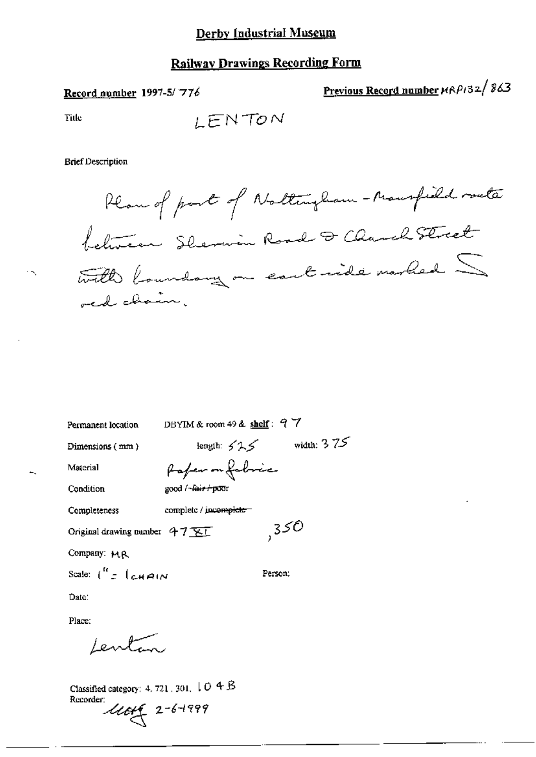# Derby Industrial Museum

## Railway Drawings Recording Form

**Record number** 1997-5/ 776

**Previous Record number** MRP132/ 863

Title LENTON

Brief Description

Plan of part of Nottingham - Mansfield route between Sherwin Road & Church Street with boundary on east side marked in red chain.

Permanent location DBYIM & room 49 & **shelf**: 97

Dimensions (mm) length: 525 width: 375

Material Paper on fabric

Condition good / ~~fair / poor~~

Completeness complete / ~~incomplete~~

Original drawing number 47 XI ,350

Company: MR

Scale: 1" = 1 CHAIN

Person:

Date:

Place:

Lenton

Classified category: 4. 721. 301. 104B

Recorder: 2-6-1999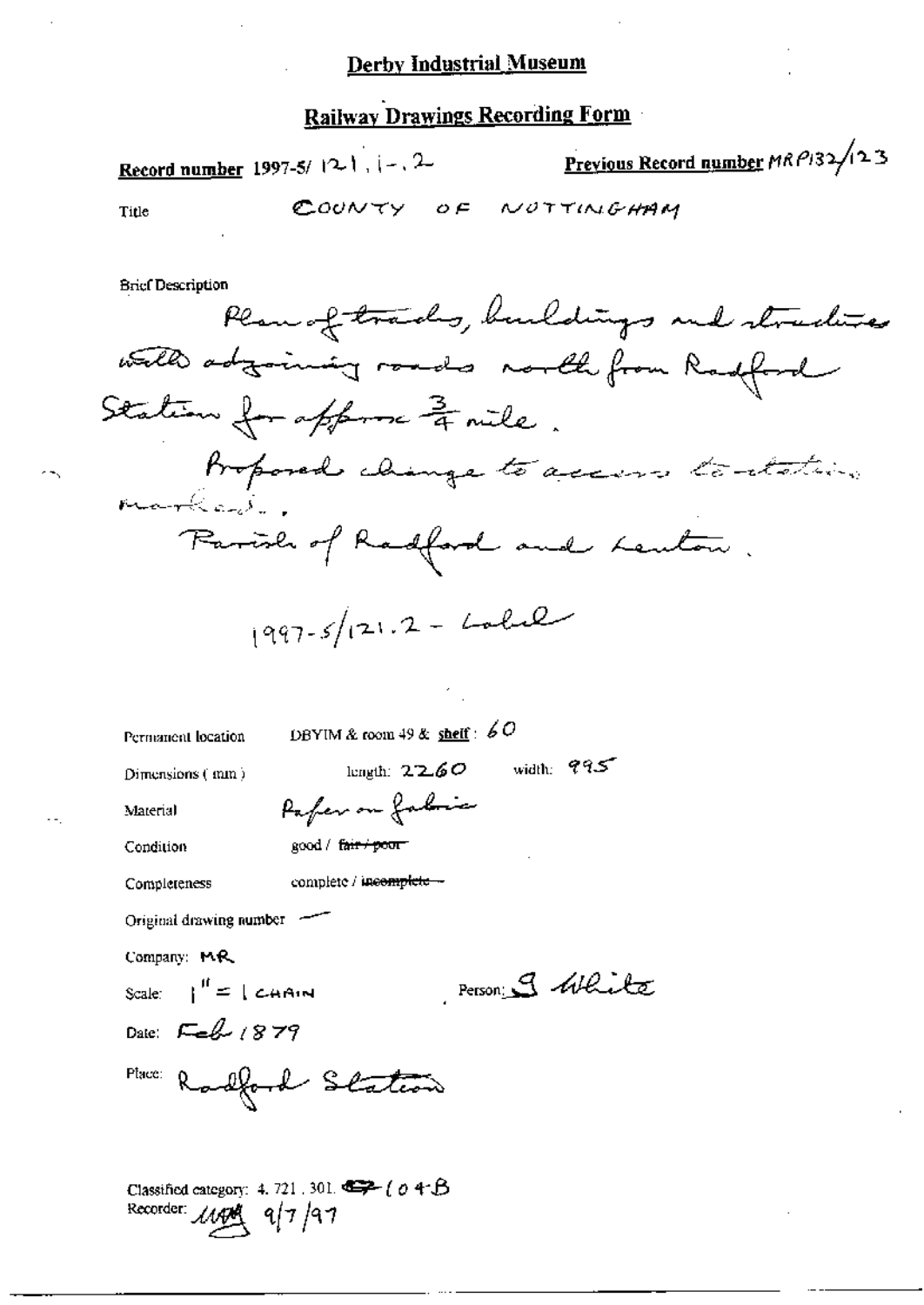# Derby Industrial Museum

## Railway Drawings Recording Form

**Record number** 1997-5/ 121 . 1 - . 2 **Previous Record number** MRP132/123

Title COUNTY OF NOTTINGHAM

Brief Description

Plan of tracks, buildings and structures with adjoining roads north from Radford Station for approx $\frac{3}{4}$ mile.

Proposed change to access to station marked.

Parish of Radford and Lenton.

1997-5/121.2 - Label

Permanent location DBYIM & room 49 & **shelf**: 60

Dimensions (mm) length: 2260 width: 995

Material Paper on fabric

Condition good / ~~fair / poor~~

Completeness complete / ~~incomplete~~

Original drawing number —

Company: MR

Scale: 1" = 1 CHAIN Person: G White

Date: Feb 1879

Place: Radford Station

Classified category: 4. 721 . 301. ~~[illegible]~~ 104-B

Recorder: [initials] 9/7/97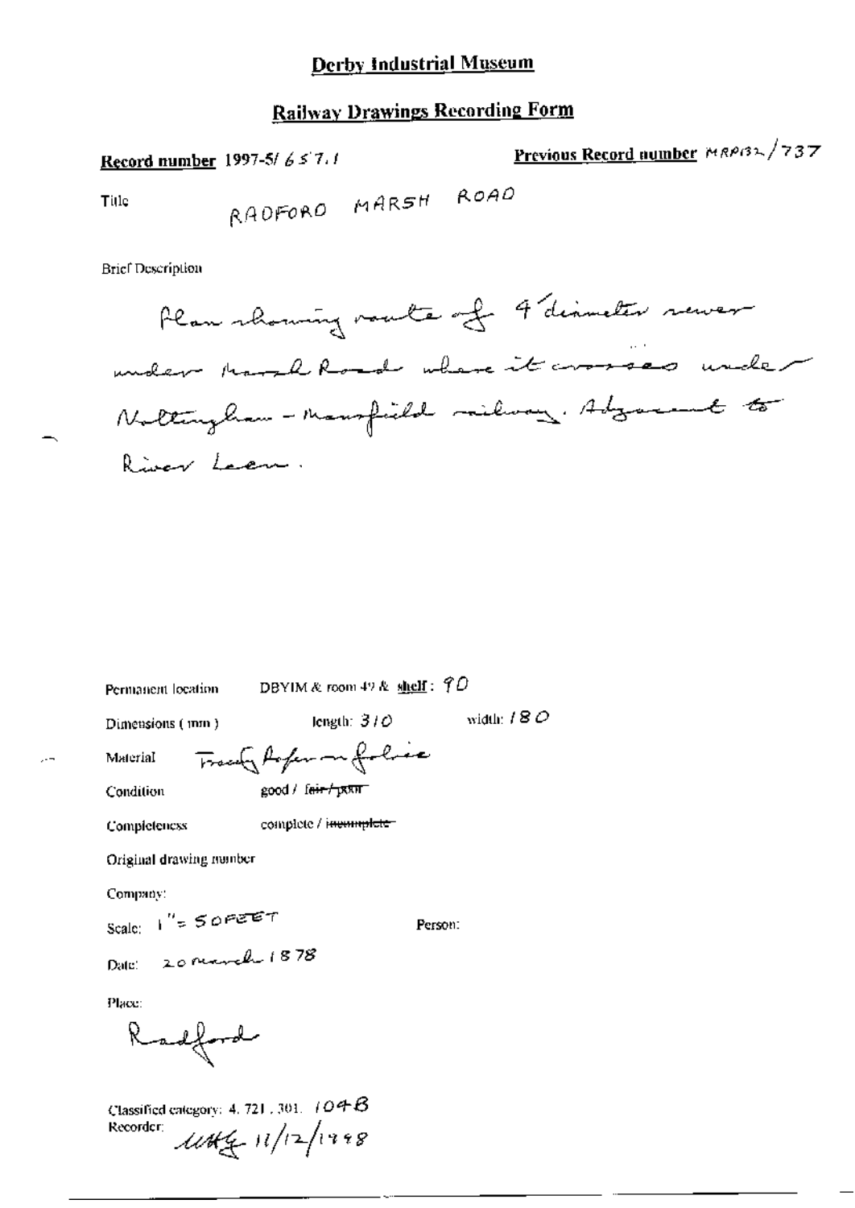# Derby Industrial Museum

## Railway Drawings Recording Form

**Record number** 1997-5/ 657.1

**Previous Record number** MRP132/737

Title RADFORD MARSH ROAD

Brief Description

Plan showing route of 4' diameter sewer under Marsh Road where it crosses under Nottingham - Mansfield railway. Adjacent to River Leen.

Permanent location DBYIM & room 49 & **shelf**: 90

Dimensions (mm) length: 310 width: 180

Material Tracing paper on foolscap

Condition good / ~~fair / poor~~

Completeness complete / ~~incomplete~~

Original drawing number

Company:

Scale: 1" = 50FEET

Person:

Date: 20 March 1878

Place:

Radford

Classified category: 4. 721. 301. 104B

Recorder: UMG 11/12/1998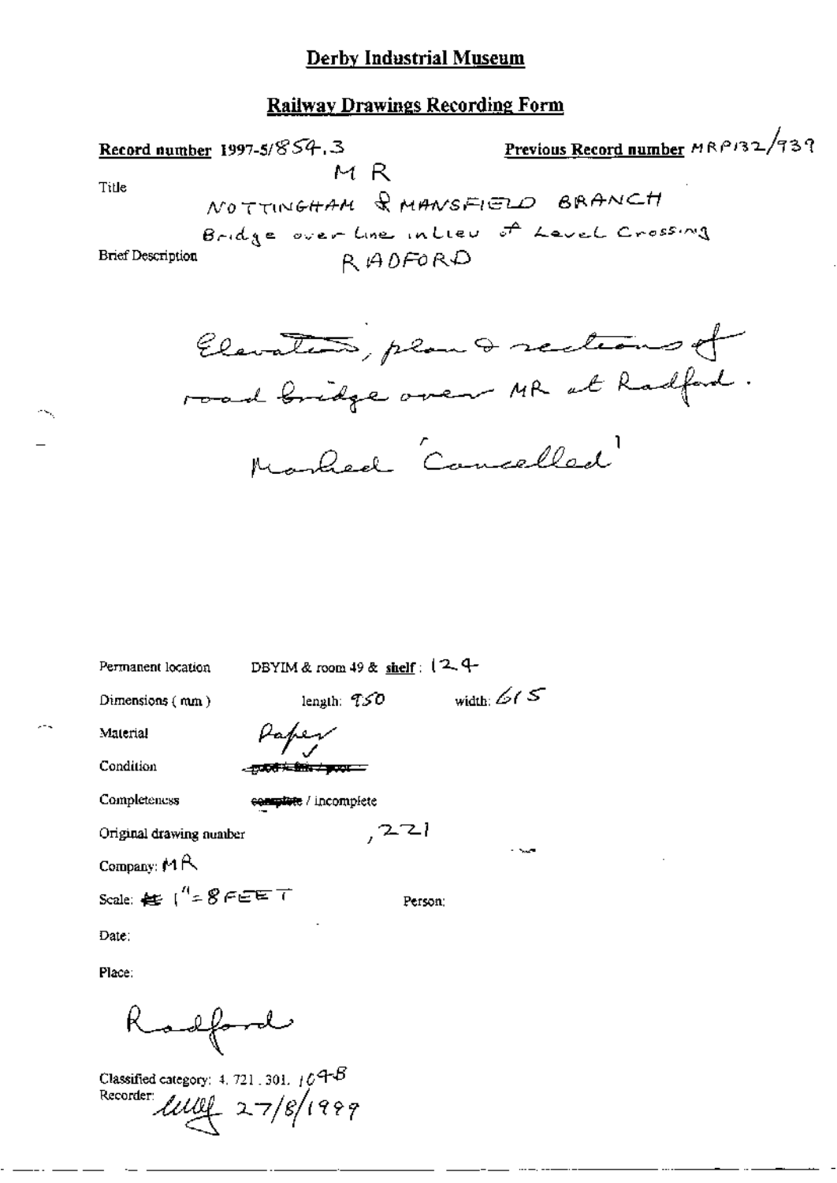# Derby Industrial Museum

## Railway Drawings Recording Form

**Record number** 1997-5/854.3 **Previous Record number** MRP132/939

Title: M R

NOTTINGHAM & MANSFIELD BRANCH

Bridge over line in lieu of Level Crossing

Brief Description: RADFORD

Elevations, plan & sections of road bridge over MR at Radford.

Marked 'Cancelled'

Permanent location: DBYIM & room 49 & **shelf**: 124

Dimensions (mm): length: 950 width: 615

Material: Paper ✓

Condition: ~~good / fair / poor~~

Completeness: ~~complete~~ / incomplete

Original drawing number: ,221

Company: MR

Scale: ~~ft~~ 1" = 8 FEET Person:

Date:

Place:

Radford

Classified category: 4. 721. 301. 109B

Recorder: [signature] 27/8/1999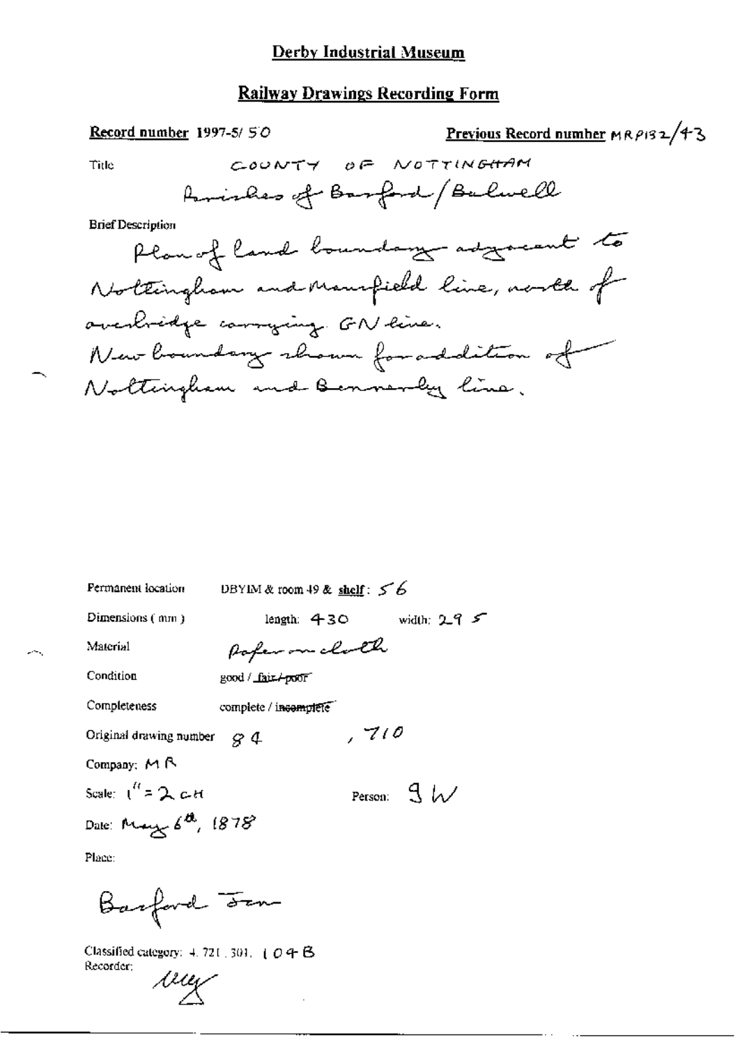# Derby Industrial Museum

## Railway Drawings Recording Form

**Record number** 1997-5/ 50

**Previous Record number** MRP132/43

Title: COUNTY OF NOTTINGHAM

Parishes of Basford/Bulwell

Brief Description

Plan of land boundary adjacent to Nottingham and Mansfield line, north of overbridge carrying GN line.
New boundary shown for addition of Nottingham and Bennerley line.

Permanent location: DBYIM & room 49 & **shelf**: 56

Dimensions (mm): length: 430 width: 295

Material: Paper on cloth

Condition: good / ~~fair / poor~~

Completeness: complete / ~~incomplete~~

Original drawing number: 84 , 710

Company: MR

Scale: 1" = 2 CH

Person: JW

Date: May 6th, 1878

Place:

Basford Jun

Classified category: 4.721.301. 104B

Recorder: rey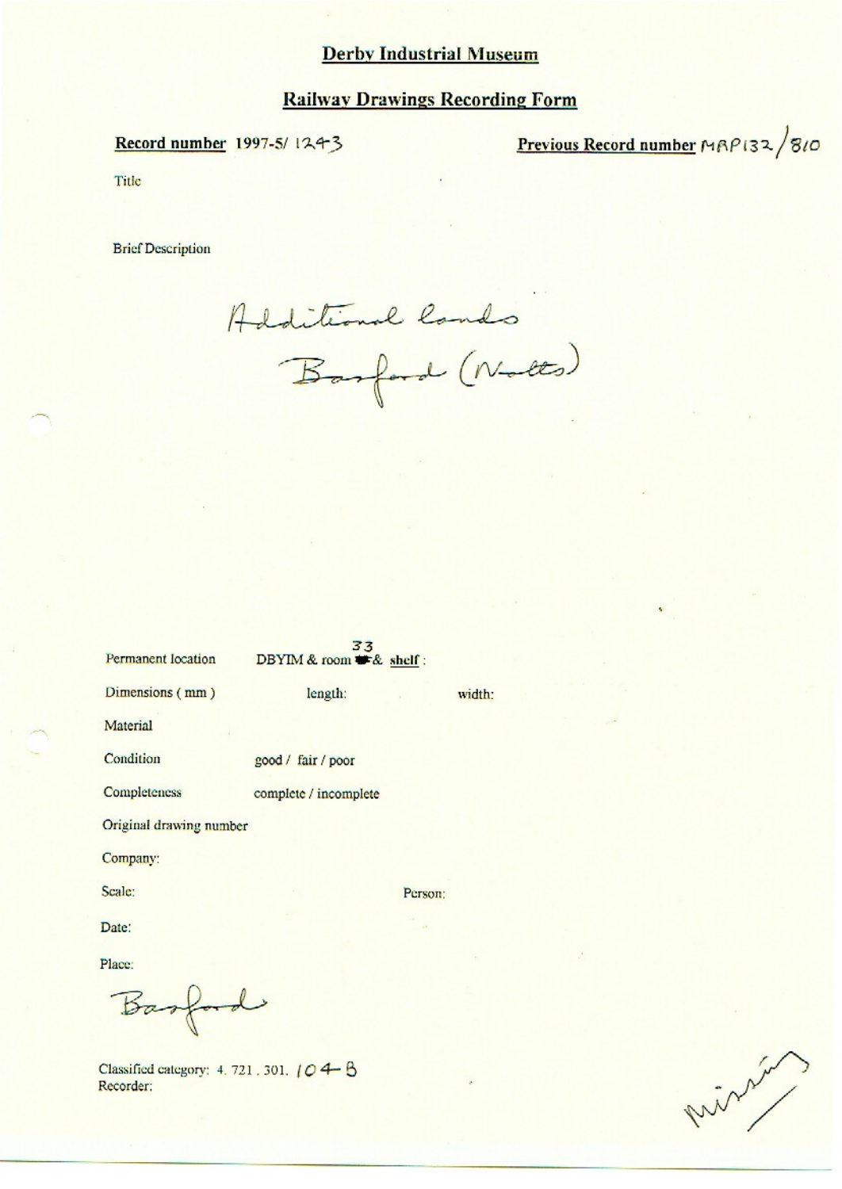# Derby Industrial Museum

## Railway Drawings Recording Form

**Record number** 1997-5/ 1243

**Previous Record number** MRP132/810

Title

Brief Description

Additional lands
Basford (Notts)

Permanent location DBYIM & room 33 & shelf :

Dimensions ( mm ) length: width:

Material

Condition good / fair / poor

Completeness complete / incomplete

Original drawing number

Company:

Scale: Person:

Date:

Place:

Basford

Classified category: 4. 721 . 301. 104-B

Recorder:

missing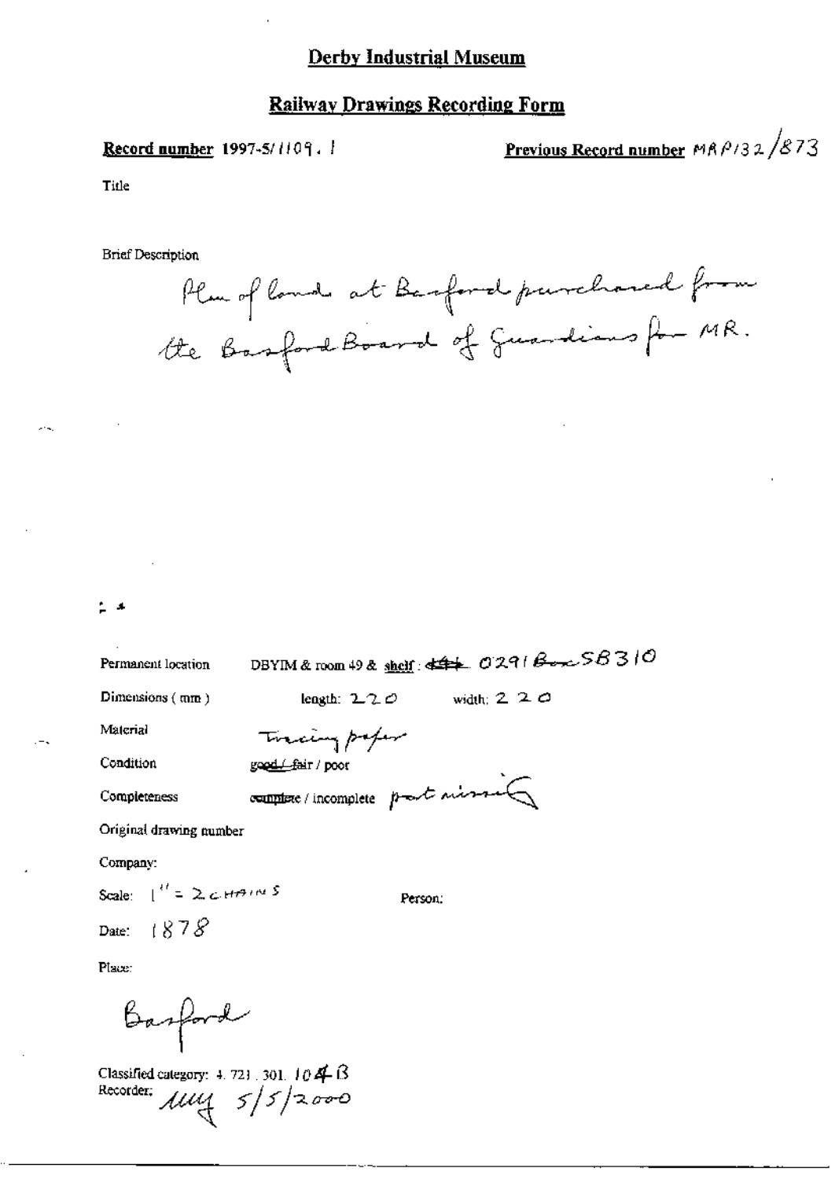# Derby Industrial Museum

## Railway Drawings Recording Form

**Record number** 1997-5/1109.1

**Previous Record number** MRP132/873

Title

Brief Description

Plan of land at Basford purchased from the Basford Board of Guardians for MR.

Permanent location: DBYIM & room 49 & shelf: ~~434~~ 0291 Box 58310

Dimensions (mm): length: 220 width: 220

Material: Tracing paper

Condition: good / fair / poor

Completeness: complete / incomplete part missing

Original drawing number

Company:

Scale: 1" = 2 CHAINS

Person:

Date: 1878

Place:

Basford

Classified category: 4.721.301.104B

Recorder: uuy 5/5/2000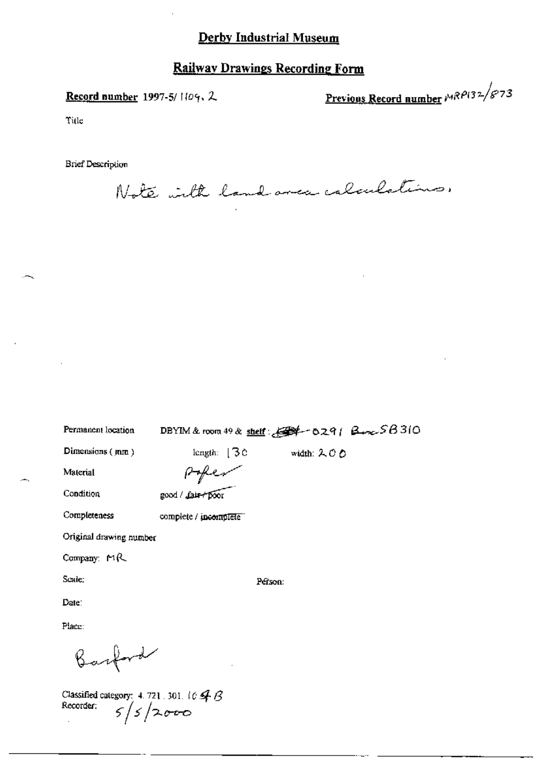# Derby Industrial Museum

## Railway Drawings Recording Form

**Record number** 1997-5/1109.2

**Previous Record number** MRP132/873

Title

Brief Description

Note with land area calculations.

Permanent location DBYIM & room 49 & **shelf** : ~~[struck out]~~ 0291 Box SB310

Dimensions (mm) length: 130 width: 200

Material Paper

Condition good / ~~fair / poor~~

Completeness complete / ~~incomplete~~

Original drawing number

Company: MR

Scale: Person:

Date:

Place:

Barford

Classified category: 4.721.301.1094B

Recorder: 5/5/2000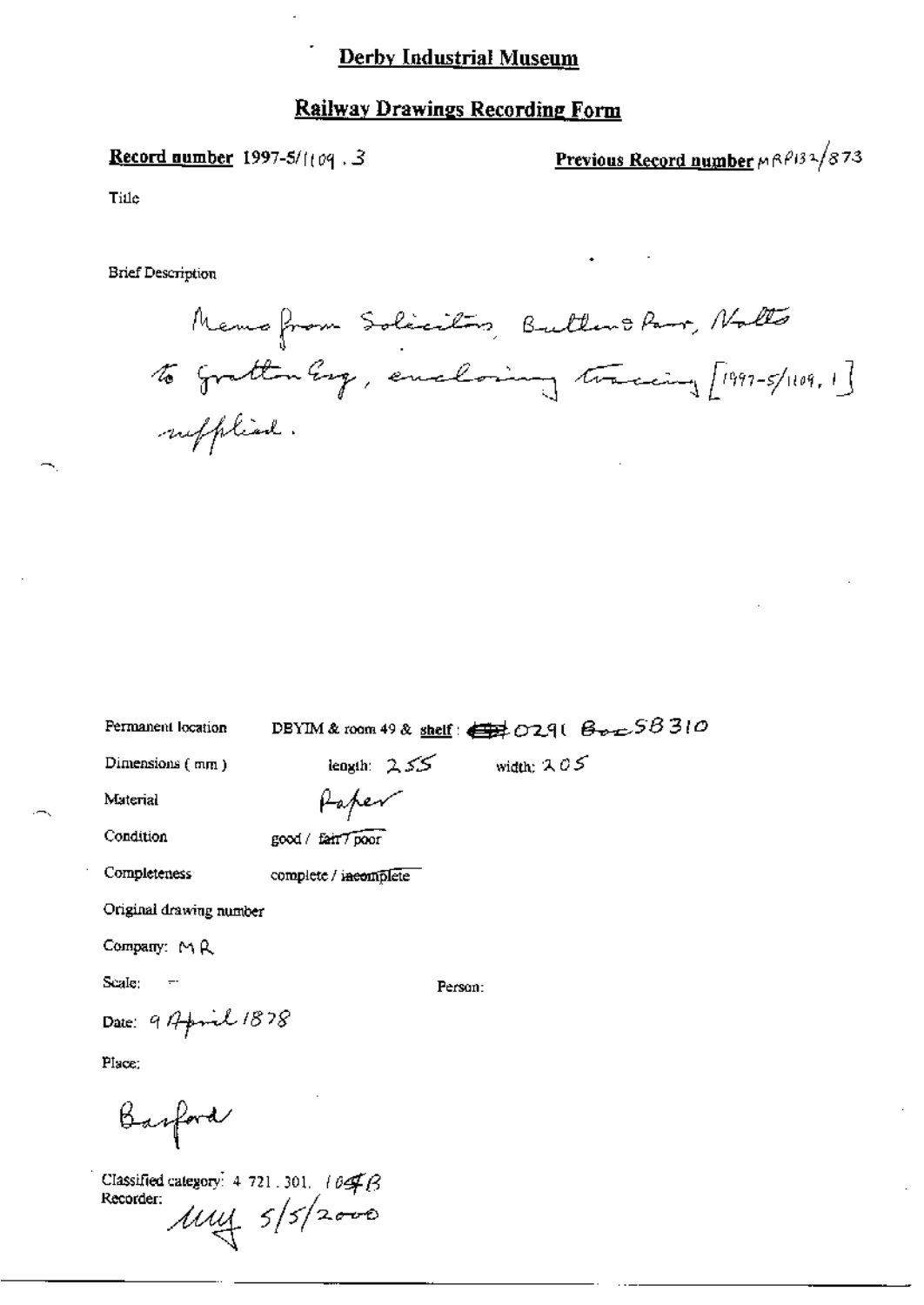# Derby Industrial Museum

## Railway Drawings Recording Form

**Record number** 1997-5/1109 . 3

**Previous Record number** MRP132/873

Title

Brief Description

Memo from Solicitors, Butlers & Parr, Notts to Gratton Esq, enclosing tracing [1997-5/1109, 1] supplied.

Permanent location: DBYIM & room 49 & shelf: 0291 Box SB310

Dimensions ( mm ) length: 255 width: 205

Material: Paper

Condition: good / ~~fair / poor~~

Completeness: complete / ~~incomplete~~

Original drawing number

Company: MR

Scale: –

Person:

Date: 9 April 1878

Place:

Basford

Classified category: 4 721 . 301. 104B

Recorder: MUY 5/5/2000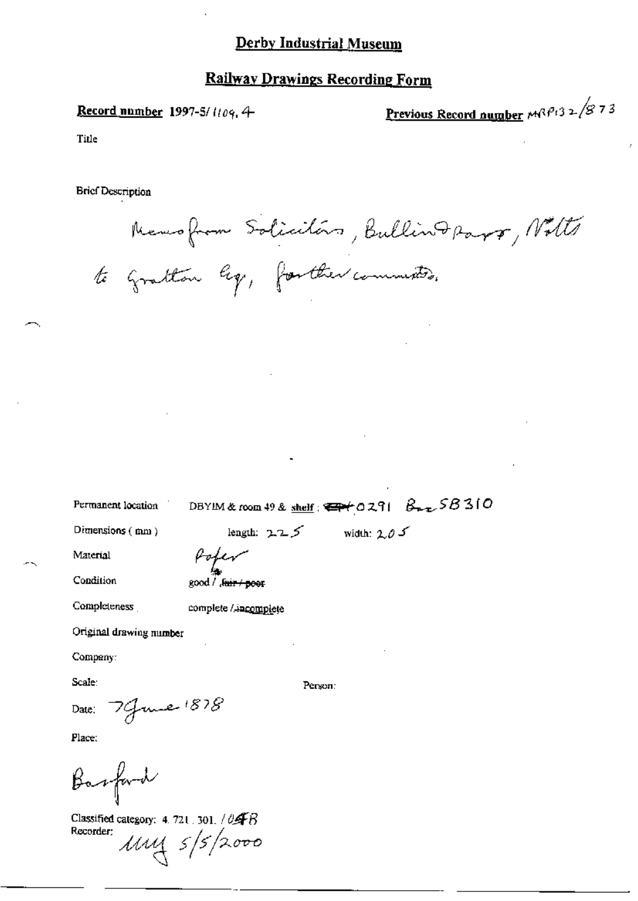# Derby Industrial Museum

## Railway Drawings Recording Form

**Record number** 1997-5/1109.4

**Previous Record number** MRP132/873

Title

Brief Description

Memo from Solicitors, Bullin & Parr, Notts to Gratton Esq, further comments.

Permanent location: DBYIM & room 49 & shelf: 0291 Box SB310

Dimensions (mm): length: 225 width: 205

Material: Paper

Condition: good / ~~fair / poor~~

Completeness: complete / incomplete

Original drawing number

Company:

Scale:

Person:

Date: 7 June 1878

Place:

Basford

Classified category: 4.721.301./04B

Recorder: MM 5/5/2000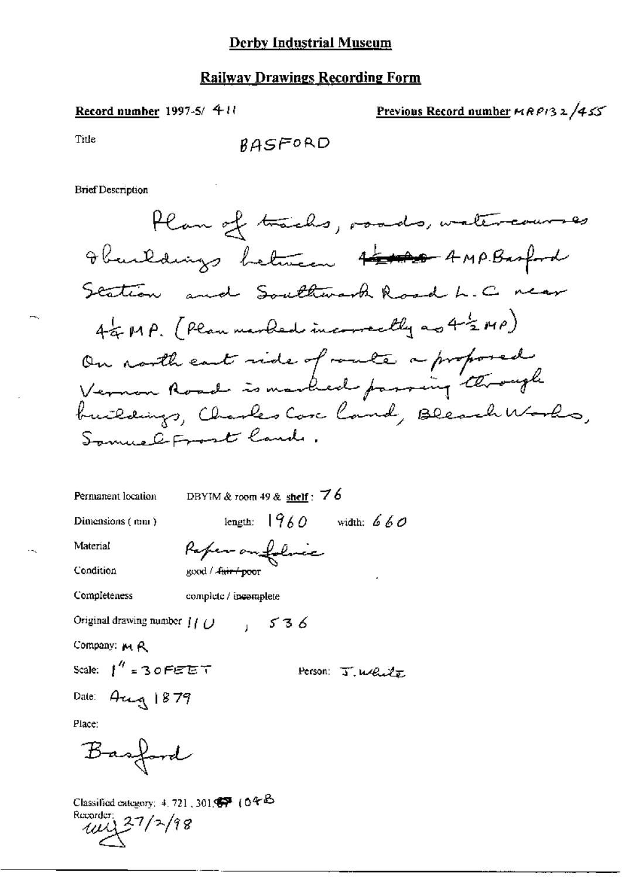## Derby Industrial Museum

### Railway Drawings Recording Form

**Record number** 1997-5/ 411

**Previous Record number** MRP132/455

Title BASFORD

Brief Description

Plan of tracks, roads, watercourses & buildings between ~~4~~ 4 MP. Basford Station and Southwark Road L.C near 4¼ MP. (Plan marked incorrectly as 4½ MP) On north east side of route a proposed Vernon Road is marked passing through buildings, Charles Cox land, Bleach Works, Samuel Frost land.

Permanent location DBYIM & room 49 & **shelf**: 76

Dimensions (mm) length: 1960 width: 660

Material Paper on fabric

Condition good / ~~fair / poor~~

Completeness complete / ~~incomplete~~

Original drawing number 110, 536

Company: MR

Scale: 1" = 30 FEET

Person: J. White

Date: Aug 1879

Place:

Basford

Classified category: 4. 721, 301, 104B

Recorder: uuj 27/2/98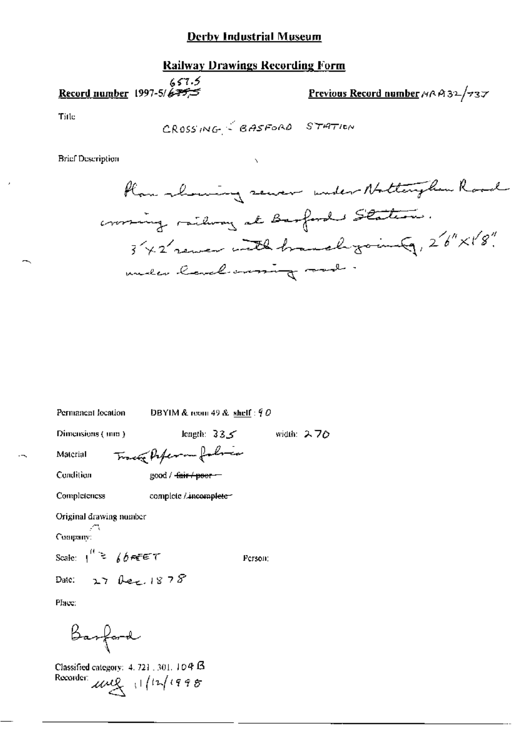# Derby Industrial Museum

## Railway Drawings Recording Form

**Record number** 1997-5/~~635~~ 657.5

**Previous Record number** MRA32/737

Title

CROSSING - BASFORD STATION

Brief Description

Plan showing sewer under Nottingham Road crossing railway at Basford Station. 3'×2' sewer with branch going, 2'6"×1'8". under level crossing road.

Permanent location DBYIM & room 49 & shelf : 90

Dimensions (mm) length: 335 width: 270

Material Tracing paper on fabric

Condition good / ~~fair / poor~~

Completeness complete / ~~incomplete~~

Original drawing number

Company:

Scale: 1" = 66 FEET

Person:

Date: 27 Dec. 1878

Place:

Basford

Classified category: 4.721.301.104 B

Recorder: MLG 11/12/1998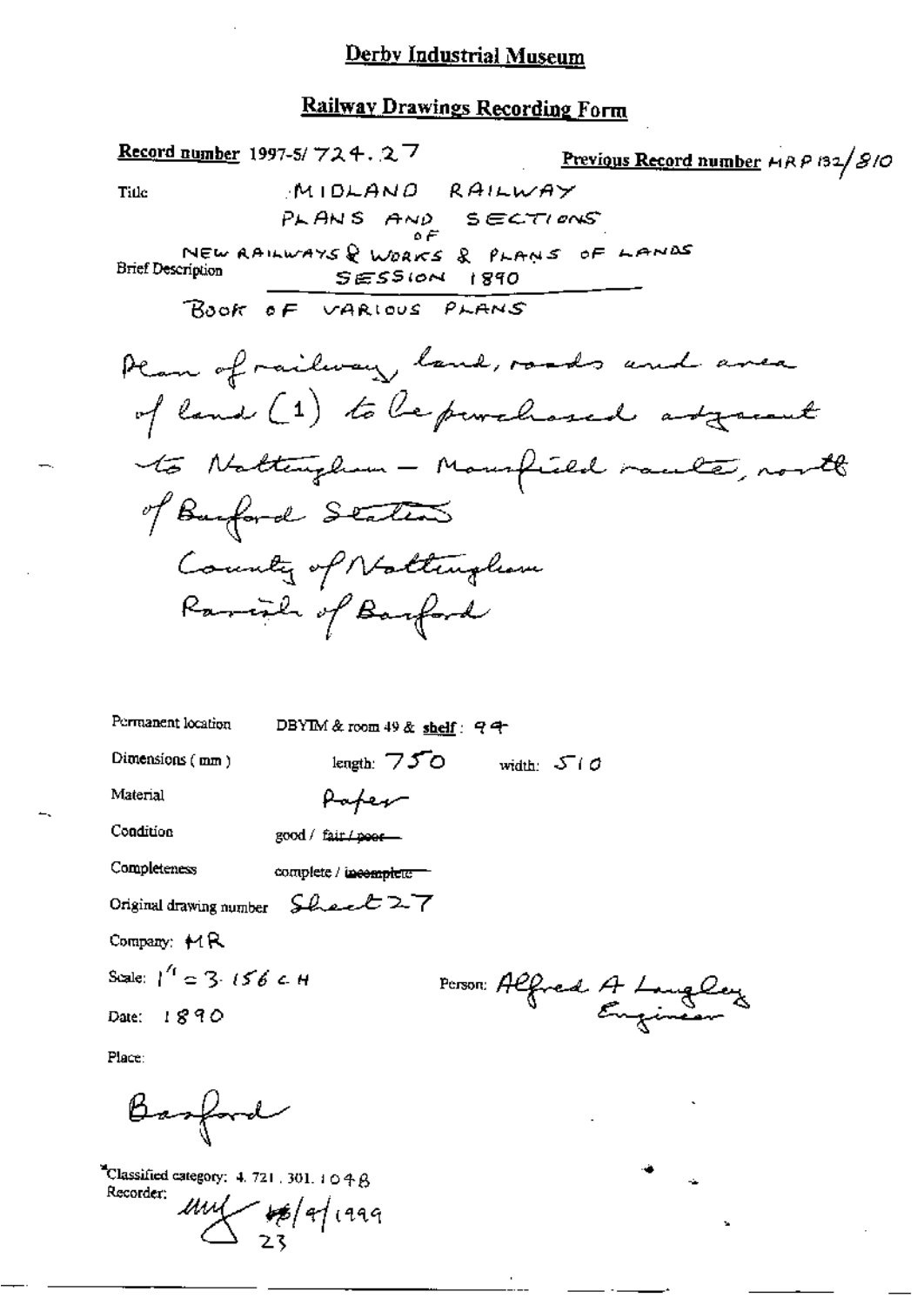# Derby Industrial Museum

## Railway Drawings Recording Form

**Record number** 1997-5/ 724.27 **Previous Record number** MRP 132/810

Title: MIDLAND RAILWAY PLANS AND SECTIONS OF NEW RAILWAYS & WORKS & PLANS OF LANDS SESSION 1890

Brief Description: BOOK OF VARIOUS PLANS

Plan of railway, land, roads and area of land (1) to be purchased adjacent to Nottingham – Mansfield route, north of Basford Station
County of Nottingham
Parish of Basford

Permanent location: DBYIM & room 49 & shelf: 94

Dimensions (mm): length: 750 width: 510

Material: Paper

Condition: good / ~~fair / poor~~

Completeness: complete / ~~incomplete~~

Original drawing number: Sheet 27

Company: MR

Scale: 1" = 3.156 c.H

Person: Alfred A Langley Engineer

Date: 1890

Place:

Basford

*Classified category: 4.721.301.1048

Recorder: [initials] 16/9/1999
23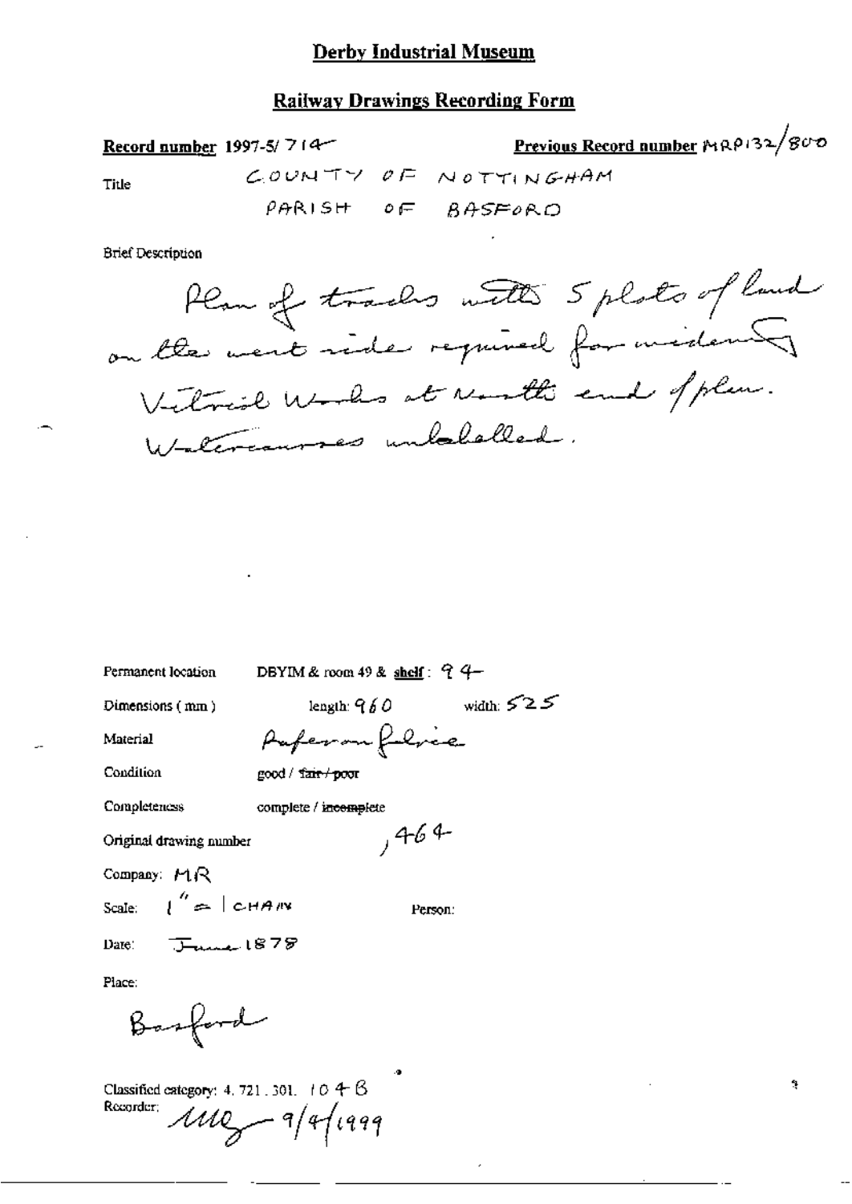# Derby Industrial Museum

## Railway Drawings Recording Form

**Record number** 1997-5/714

**Previous Record number** MRP132/800

Title: COUNTY OF NOTTINGHAM PARISH OF BASFORD

Brief Description

Plan of tracks with 5 plots of land on the west side required for widening. Vitriol Works at north end of plan. Watercourses unlabelled.

Permanent location: DBYIM & room 49 & **shelf**: 94

Dimensions (mm): length: 960 width: 525

Material: Paper on fabric

Condition: good / ~~fair / poor~~

Completeness: complete / ~~incomplete~~

Original drawing number: ,464

Company: MR

Scale: 1" = 1 CHAIN

Person:

Date: June 1878

Place:

Basford

Classified category: 4. 721. 301. 104B

Recorder: MG 9/4/1999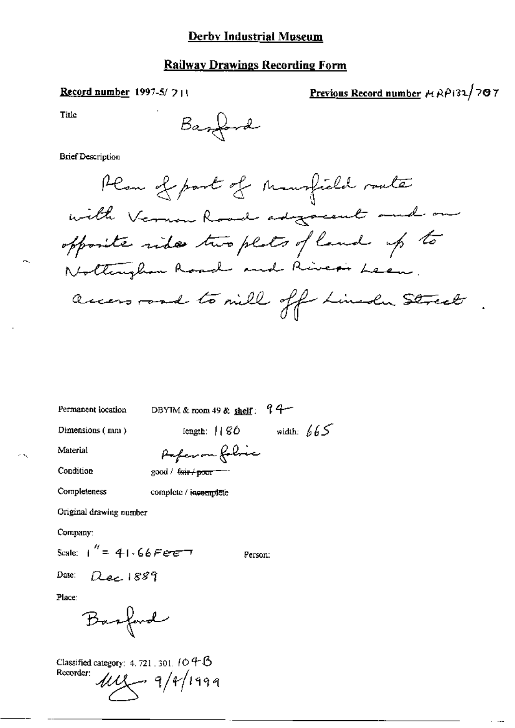# Derby Industrial Museum

## Railway Drawings Recording Form

**Record number** 1997-5/711

**Previous Record number** MRP132/707

Title

Basford

Brief Description

Plan of part of Mansfield route with Vernon Road adjacent and on opposite side two plots of land up to Nottingham Road and River Leen. Access road to mill off Lincoln Street.

Permanent location: DBYIM & room 49 & **shelf**: 94

Dimensions (mm): length: 1180 width: 665

Material: Paper on fabric

Condition: good / ~~fair / poor~~

Completeness: complete / ~~incomplete~~

Original drawing number

Company:

Scale: 1" = 41.66 FEET

Person:

Date: Dec 1889

Place:

Basford

Classified category: 4.721.301.104B

Recorder: [signature] 9/4/1999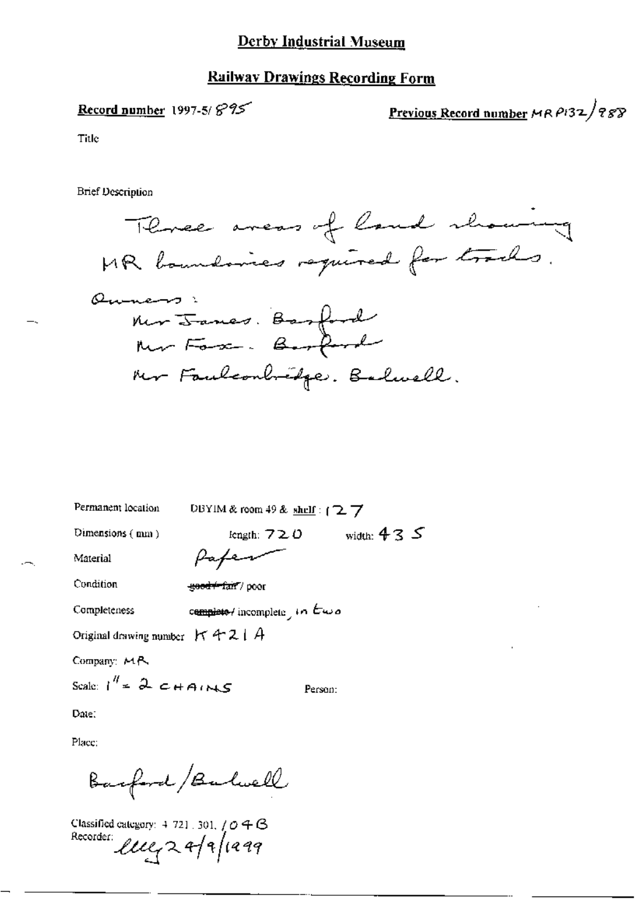# Derby Industrial Museum

## Railway Drawings Recording Form

**Record number** 1997-5/ 895

**Previous Record number** MR P132/ 988

Title

Brief Description

Three areas of land showing MR boundaries required for tracks.

Owners:
Mr James. Basford
Mr Fox. Basford
Mr Faulconbridge. Bulwell.

Permanent location DBYIM & room 49 & shelf : 127

Dimensions (mm) length: 720 width: 435

Material Paper

Condition ~~good / fair~~ / poor

Completeness ~~complete~~ / incomplete, in two

Original drawing number K 421 A

Company: MR

Scale: 1" = 2 CHAINS Person:

Date:

Place:

Basford / Bulwell

Classified category: 4 721 . 301, / 04B
Recorder: llly 24/9/1999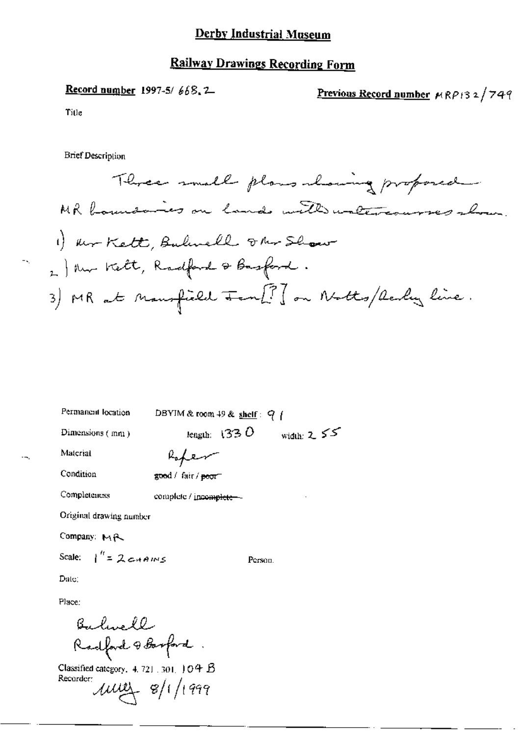# Derby Industrial Museum

## Railway Drawings Recording Form

**Record number** 1997-5/ 668.2

**Previous Record number** MRP132/749

Title

Brief Description

Three small plans showing proposed MR boundaries on lands with watercourses shown.

1) Mr Kett, Bulwell & Mr Shaw
2) Mr Kett, Radford & Basford.
3) MR at Mansfield Jcn[?] on Notts/Derby line.

Permanent location: DBYIM & room 49 & shelf: 91

Dimensions (mm): length: 1330 width: 255

Material: Paper

Condition: good / fair / ~~poor~~

Completeness: complete / ~~incomplete~~

Original drawing number

Company: MR

Scale: 1" = 2 CHAINS

Person:

Date:

Place:

Bulwell
Radford & Basford.

Classified category: 4.721.301.104 B

Recorder: MMG 8/1/1999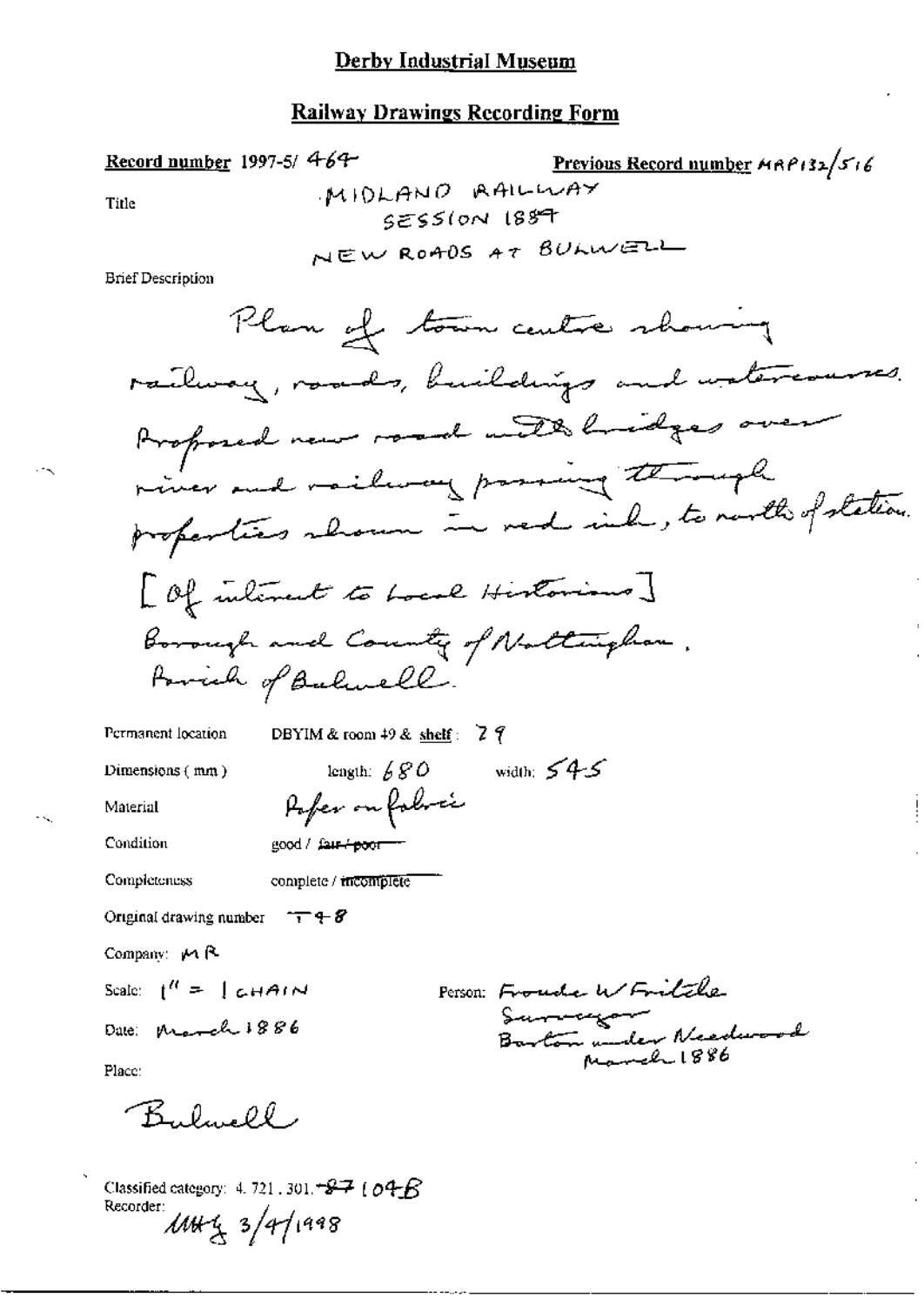# Derby Industrial Museum

## Railway Drawings Recording Form

**Record number** 1997-5/ 464 **Previous Record number** MRP132/516

Title MIDLAND RAILWAY
SESSION 1887
NEW ROADS AT BULWELL

Brief Description

Plan of town centre showing railway, roads, buildings and watercourses. Proposed new road with bridges over river and railway passing through properties shown in red ink, to north of station.
[Of interest to Local Historians]
Borough and County of Nottingham.
Parish of Bulwell.

Permanent location DBYIM & room 49 & shelf: 79

Dimensions (mm) length: 680 width: 545

Material Paper on fabric

Condition good / ~~fair / poor~~

Completeness complete / ~~incomplete~~

Original drawing number T48

Company: MR

Scale: 1" = 1 CHAIN

Date: March 1886

Person: Froude W Fritche
Surveyor
Barton under Needwood
March 1886

Place:

Bulwell

Classified category: 4. 721. 301. ~~87~~ 104B
Recorder:
MH 3/4/1998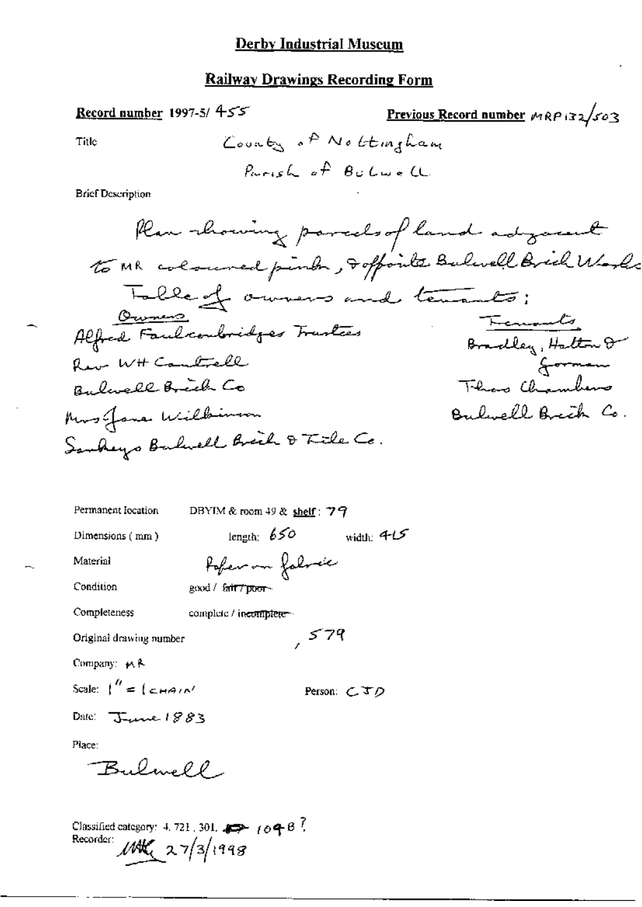# Derby Industrial Museum

## Railway Drawings Recording Form

**Record number** 1997-5/ 455

**Previous Record number** MRP 132/503

Title: County of Nottingham
Parish of Bulwell

Brief Description

Plan showing parcels of land adjacent to MR coloured pink, & opposite Bulwell Brick Works

Table of owners and tenants:

| Owners | Tenants |
| --- | --- |
| Alfred Faulconbridges Trustees | Bradley, Halton & Gorman |
| Rev WH Cantrell | Thos Chambers |
| Bulwell Brick Co | Bulwell Brick Co. |
| Mrs Jane Wilkinson | |
| Sankeys Bulwell Brick & Tile Co. | |

Permanent location: DBYIM & room 49 & shelf: 79

Dimensions (mm): length: 650 width: 415

Material: Paper on fabric

Condition: good / ~~fair / poor~~

Completeness: complete / ~~incomplete~~

Original drawing number: , 579

Company: MR

Scale: 1" = 1 chain

Person: CJD

Date: June 1883

Place: Bulwell

Classified category: 4, 721, 301, 104B ?

Recorder: MK 27/3/1998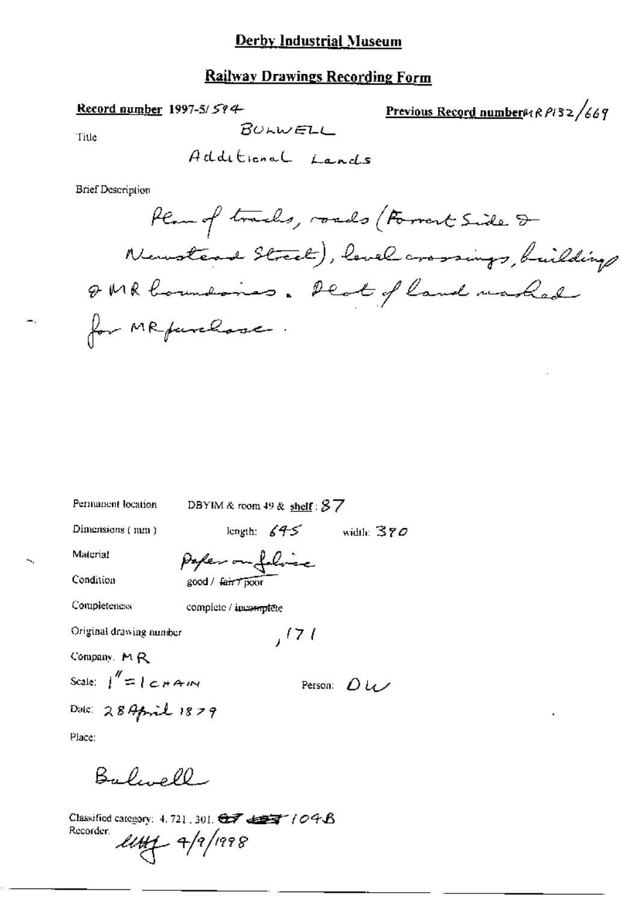**Derby Industrial Museum**

**Railway Drawings Recording Form**

**Record number** 1997-5/594

**Previous Record number** MR P132/669

Title

BULWELL

Additional Lands

Brief Description

Plan of tracks, roads (Forrest Side & Newstead Street), level crossings, buildings & MR boundaries. Plot of land marked for MR purchase.

Permanent location DBYIM & room 49 & **shelf**: 87

Dimensions (mm) length: 645 width: 370

Material Paper on fabric

Condition good / ~~fair / poor~~

Completeness complete / ~~incomplete~~

Original drawing number ,171

Company: MR

Scale: 1" = 1 CHAIN Person: DW

Date: 28 April 1879

Place:

Bulwell

Classified category: 4. 721. 301. ~~07~~ ~~107~~ 104B

Recorder: LHJ 4/9/1998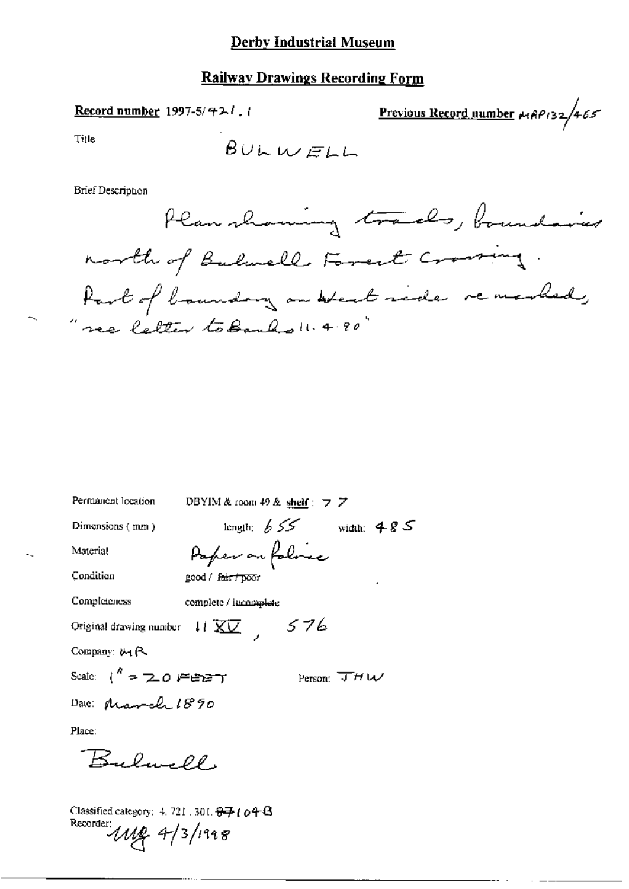## Derby Industrial Museum

## Railway Drawings Recording Form

**Record number** 1997-5/421.1

**Previous Record number** MRP132/465

Title

BULWELL

Brief Description

Plan showing tracks, boundaries north of Bulwell Forest Crossing. Part of boundary on West side re marked, "see letter to Banks 11.4.90"

Permanent location DBYIM & room 49 & **shelf**: 77

Dimensions (mm) length: 655 width: 485

Material Paper on fabric

Condition good / ~~fair / poor~~

Completeness complete / ~~incomplete~~

Original drawing number 11 XV, 576

Company: MR

Scale: 1" = 20 FEET Person: JHW

Date: March 1890

Place:

Bulwell

Classified category: 4.721.301.~~87~~104B

Recorder: MG 4/3/1998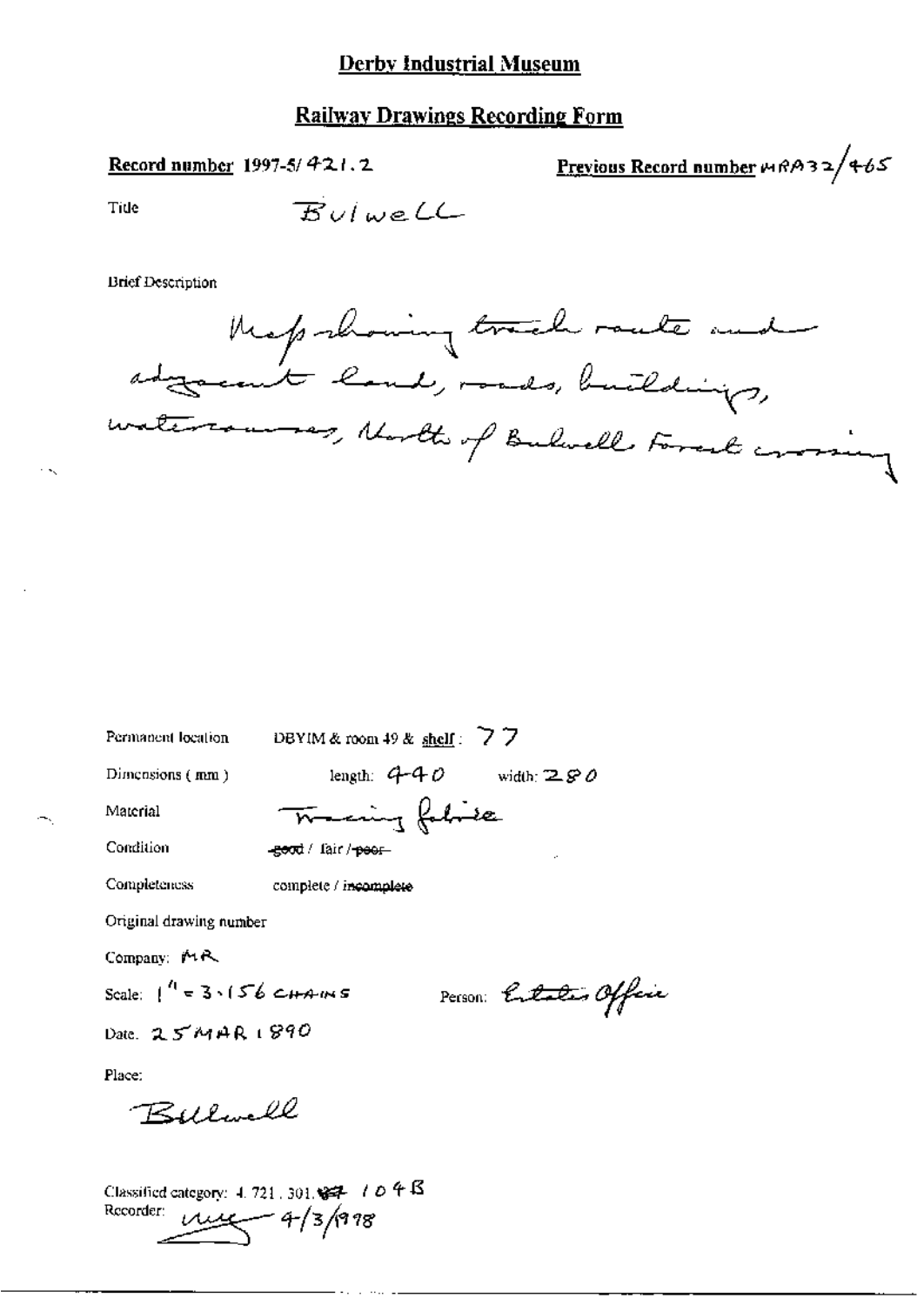## Derby Industrial Museum

## Railway Drawings Recording Form

**Record number** 1997-5/421.2

**Previous Record number** MRA32/465

Title: Bulwell

Brief Description

Map showing track route and adjacent land, roads, buildings, watercourses, North of Bulwell Forest crossing

Permanent location: DBYIM & room 49 & shelf: 77

Dimensions (mm): length: 440 width: 280

Material: Tracing fabric

Condition: ~~good~~ / fair / ~~poor~~

Completeness: complete / ~~incomplete~~

Original drawing number

Company: MR

Scale: 1" = 3.156 CHAINS

Person: Estates Office

Date: 25 MAR 1890

Place:

Bulwell

Classified category: 4.721.301.~~67~~ 104B

Recorder: [signature] 4/3/1998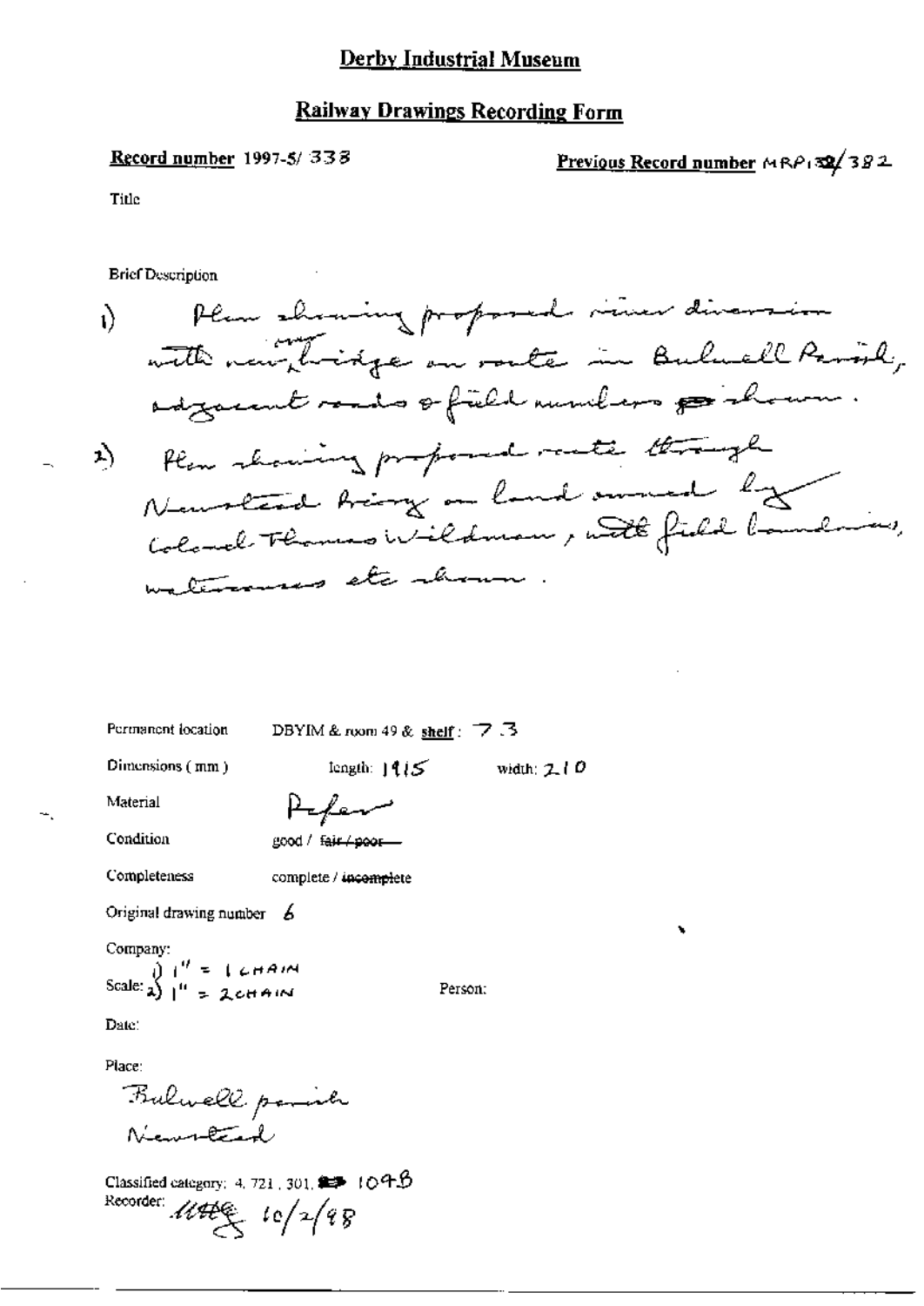# Derby Industrial Museum

## Railway Drawings Recording Form

**Record number** 1997-5/ 338

**Previous Record number** MRP132/382

Title

Brief Description

1) Plan showing proposed river diversion with new over bridge on route in Bulwell Parish, adjacent roads & field numbers shown.

2) Plan showing proposed route through Newstead Priory on land owned by Colonel Thomas Wildman, with field boundaries, watercourses etc shown.

Permanent location DBYIM & room 49 & **shelf**: 73

Dimensions (mm) length: 1915 width: 210

Material Paper

Condition good / ~~fair / poor~~

Completeness complete / ~~incomplete~~

Original drawing number 6

Company:

Scale: 1) 1" = 1 CHAIN
2) 1" = 2 CHAIN

Person:

Date:

Place:
Bulwell parish
Newstead

Classified category: 4, 721, 301, 109B

Recorder: 10/2/98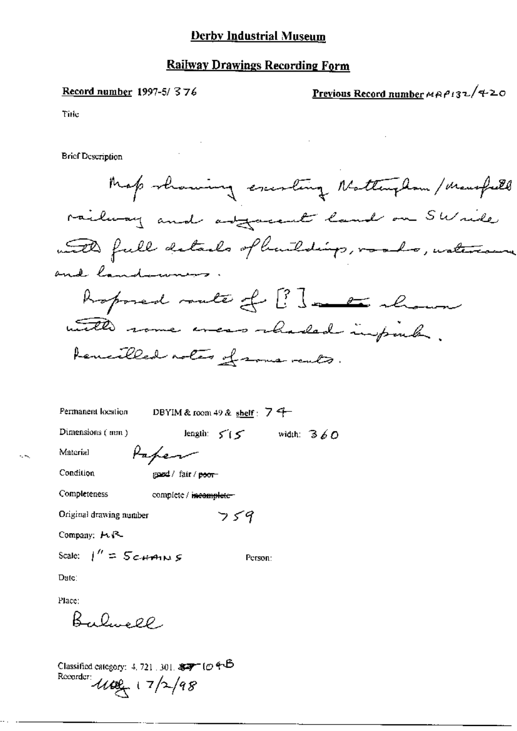# Derby Industrial Museum

## Railway Drawings Recording Form

**Record number** 1997-5/ 376

**Previous Record number** MRP132/420

Title

Brief Description

Map showing existing Nottingham / Mansfield railway and adjacent land on SW side with full details of buildings, roads, watercourse and landowners.

Proposed route of [?] shown with some areas shaded in pink.

Pencilled notes of some rents.

Permanent location DBYIM & room 49 & shelf: 74

Dimensions (mm) length: 515 width: 360

Material Paper

Condition good / fair / ~~poor~~

Completeness complete / ~~incomplete~~

Original drawing number 759

Company: MR

Scale: 1" = 5 CHAINS

Person:

Date:

Place:

Bulwell

Classified category: 4. 721. 301. ~~87~~ 104B

Recorder: [initials] 17/2/98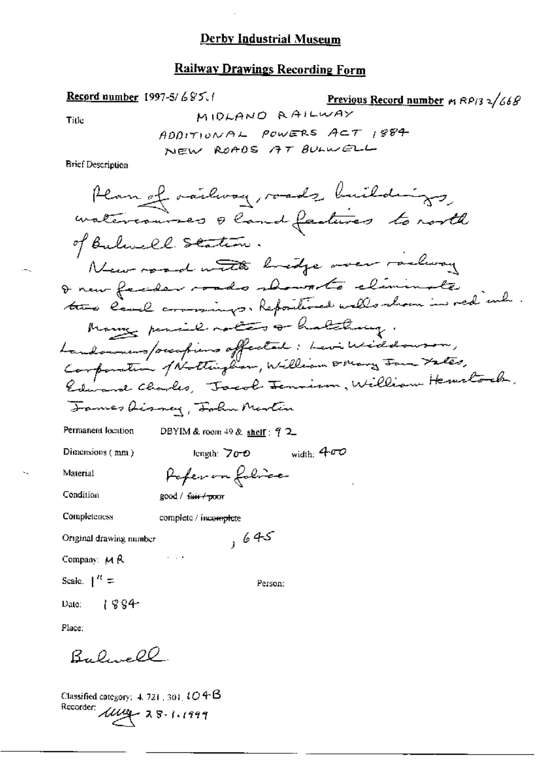# Derby Industrial Museum

## Railway Drawings Recording Form

**Record number** 1997-5/685.1 **Previous Record number** MRP132/668

Title: MIDLAND RAILWAY
ADDITIONAL POWERS ACT 1884
NEW ROADS AT BULWELL

Brief Description

Plan of railway, roads, buildings, watercourses & land features to north of Bulwell Station.
New road with bridge over railway & new feeder roads shown to eliminate two level crossings. Repositioned walls shown in red ink.
Many pencil notes & hatching.
Landowners/occupiers affected: Levi Widdowson, Corporation of Nottingham, William & Mary Jane Yates, Edward Charles, Jacob Jennison, William Hemstock, James Disney, John Martin

Permanent location: DBYIM & room 49 & shelf: 92

Dimensions (mm): length: 700 width: 400

Material: Paper on fabric

Condition: good / ~~fair / poor~~

Completeness: complete / ~~incomplete~~

Original drawing number: , 645

Company: MR

Scale: 1" =

Person:

Date: 1884

Place:

Bulwell

Classified category: 4.721.301.104B

Recorder: [signature] 28-1-1999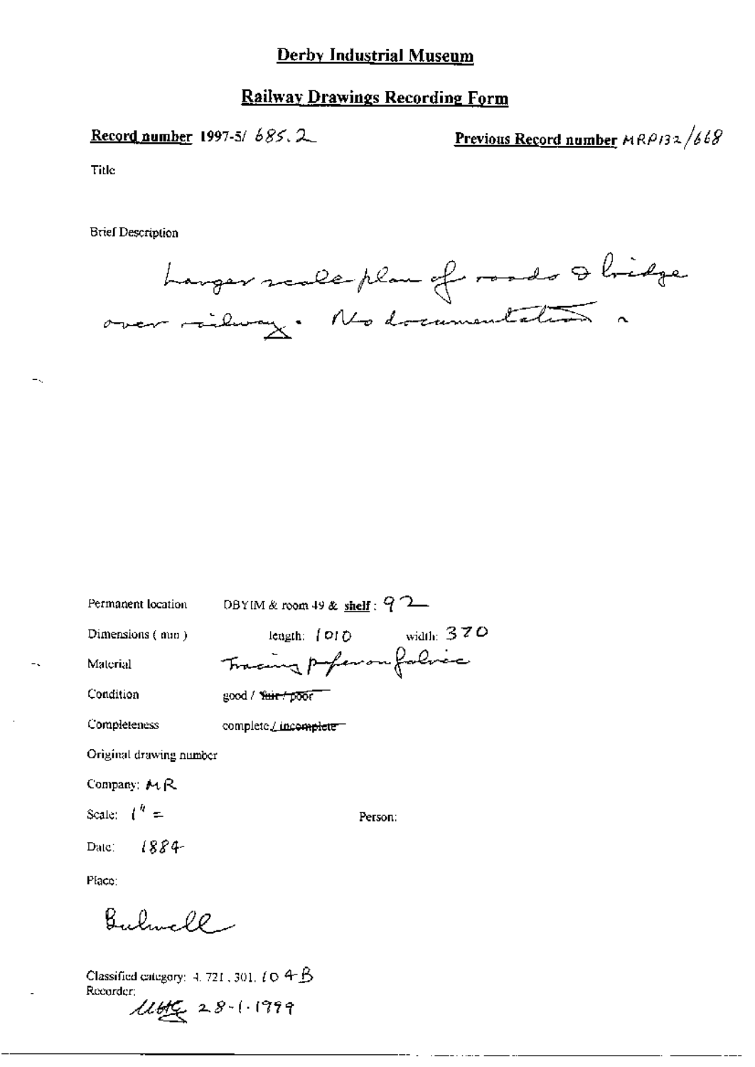# Derby Industrial Museum

## Railway Drawings Recording Form

**Record number** 1997-5/ 685.2

**Previous Record number** MRP132/668

Title

Brief Description

Larger scale plan of roads & bridge over railway. No documentation

Permanent location: DBYIM & room 49 & **shelf**: 92

Dimensions (mm): length: 1010 width: 370

Material: Tracing paper on fabric

Condition: good / ~~fair / poor~~

Completeness: complete / ~~incomplete~~

Original drawing number

Company: MR

Scale: 1" =

Person:

Date: 1884

Place:

Bulwell

Classified category: 4.721.301.104B

Recorder: UHG 28-1-1999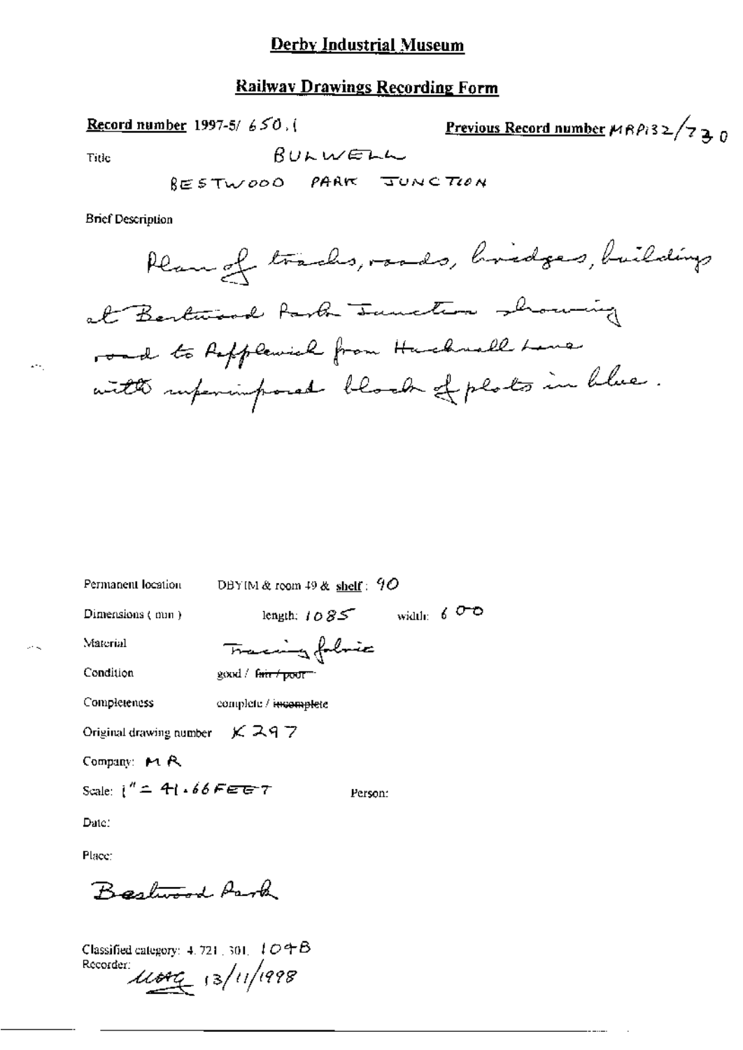# Derby Industrial Museum

## Railway Drawings Recording Form

**Record number** 1997-5/ 650.1

**Previous Record number** MRP132/730

Title BULWELL

BESTWOOD PARK JUNCTION

Brief Description

Plan of tracks, roads, bridges, buildings at Bestwood Park Junction showing road to Papplewick from Hucknall Lane with superimposed block of plots in blue.

Permanent location DBYIM & room 49 & **shelf**: 90

Dimensions (mm) length: 1085 width: 600

Material Tracing fabric

Condition good / ~~fair / poor~~

Completeness complete / ~~incomplete~~

Original drawing number K 297

Company: MR

Scale: 1" = 41.66 FEET

Person:

Date:

Place:

Bestwood Park

Classified category: 4.721.301. 104B

Recorder: [initials] 13/11/1998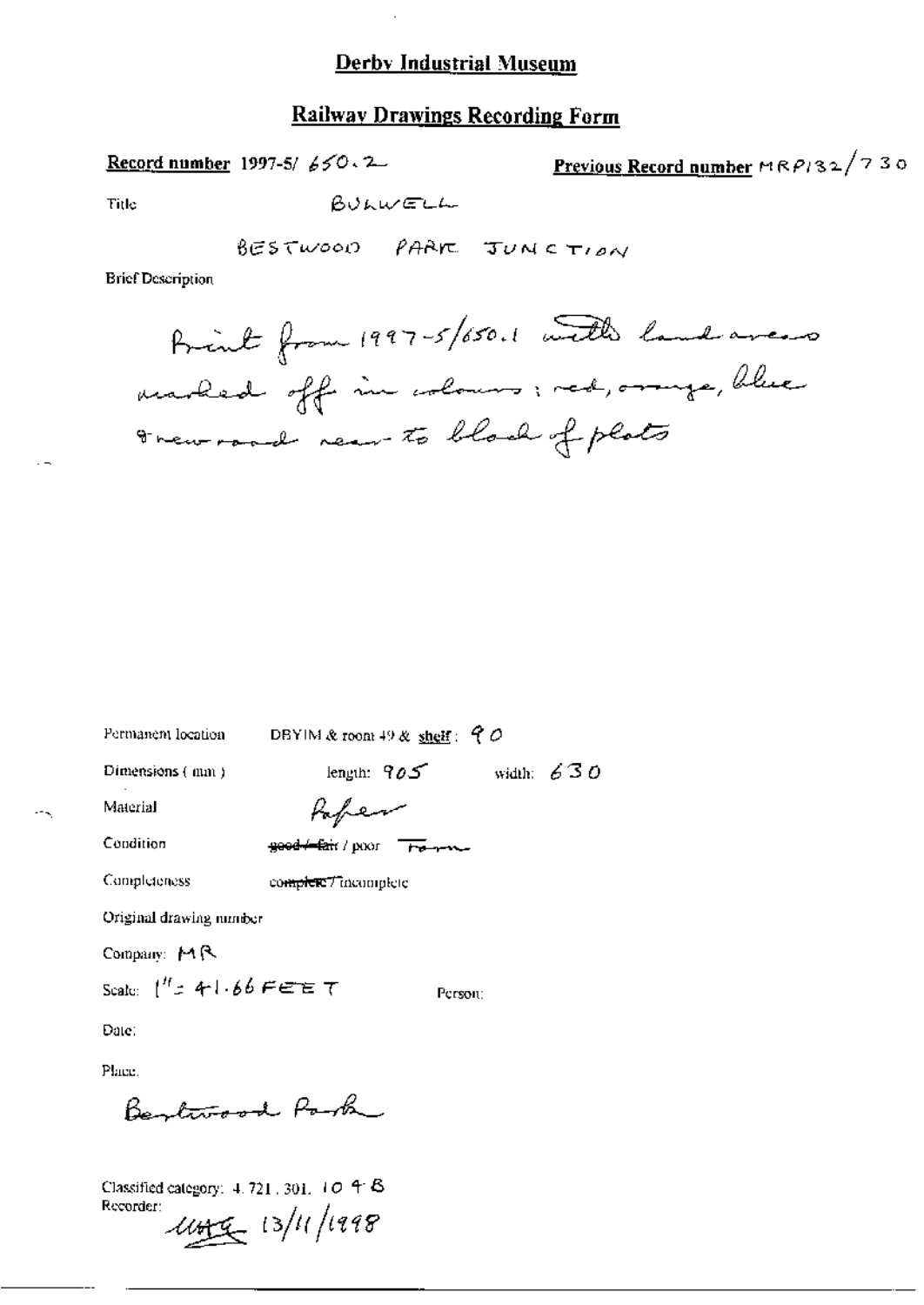# Derby Industrial Museum

## Railway Drawings Recording Form

**Record number** 1997-5/ 650.2

**Previous Record number** MRP132/730

Title BULWELL

BESTWOOD PARK JUNCTION

Brief Description

Print from 1997-5/650.1 with land areas marked off in colours: red, orange, blue & new road near to block of plots

Permanent location DBYIM & room 49 & shelf: 90

Dimensions (mm) length: 905 width: 630

Material Paper

Condition ~~good / fair~~ / poor Torn

Completeness ~~complete~~ / incomplete

Original drawing number

Company: MR

Scale: 1" = 41.66 FEET

Person:

Date:

Place: Bestwood Park

Classified category: 4. 721. 301. 104B

Recorder: UHG 13/11/1998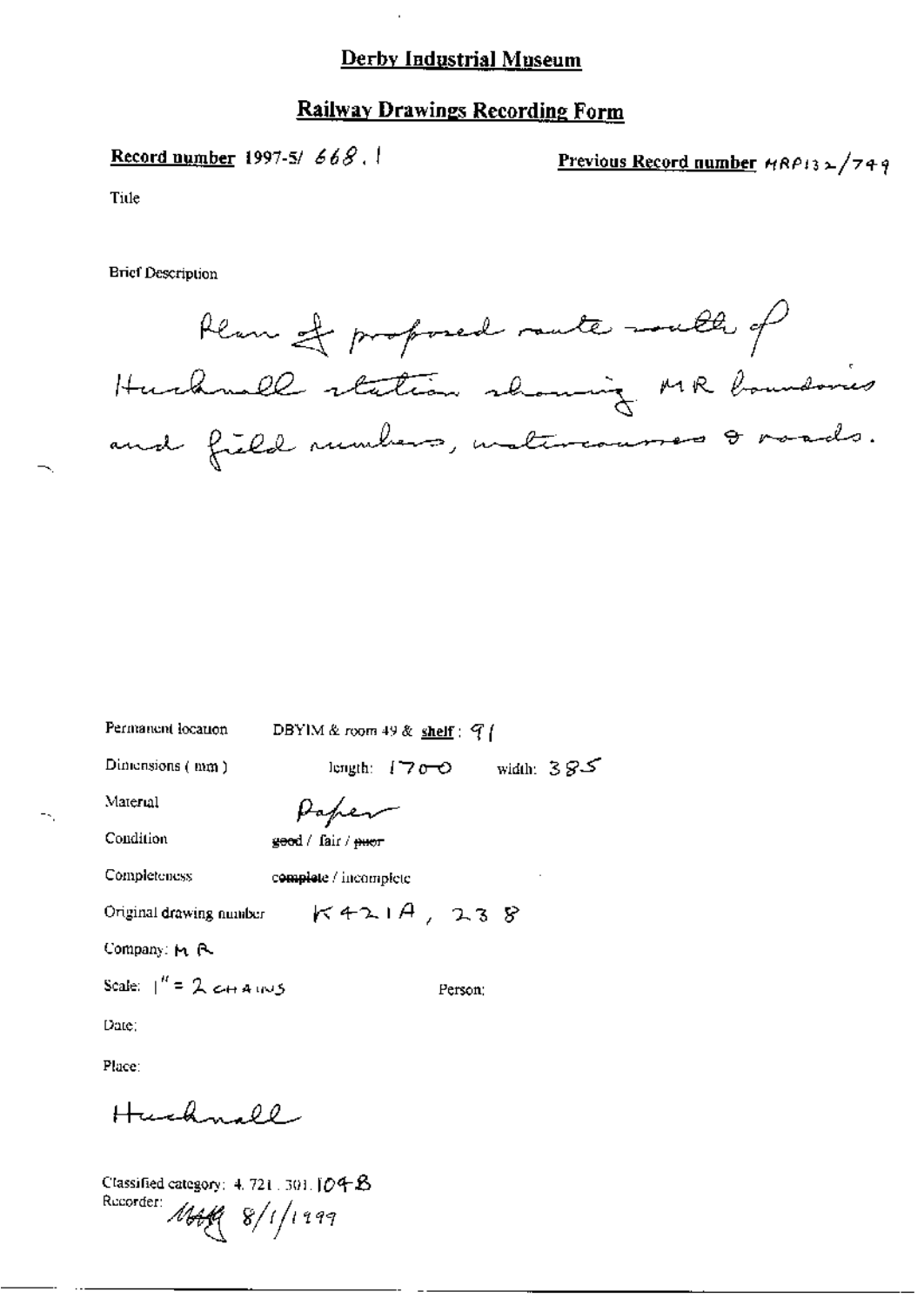## Derby Industrial Museum

## Railway Drawings Recording Form

**Record number** 1997-5/ 668.1

**Previous Record number** MRP132/749

Title

Brief Description

Plan of proposed route south of Hucknall station showing MR boundaries and field numbers, watercourses & roads.

Permanent location DBYIM & room 49 & **shelf**: 91

Dimensions (mm) length: 1700 width: 385

Material Paper

Condition ~~good~~ / fair / ~~poor~~

Completeness ~~complete~~ / incomplete

Original drawing number K421A, 238

Company: MR

Scale: 1" = 2 CHAINS

Person:

Date:

Place:

Hucknall

Classified category: 4.721.301.104B

Recorder: MAH 8/1/1999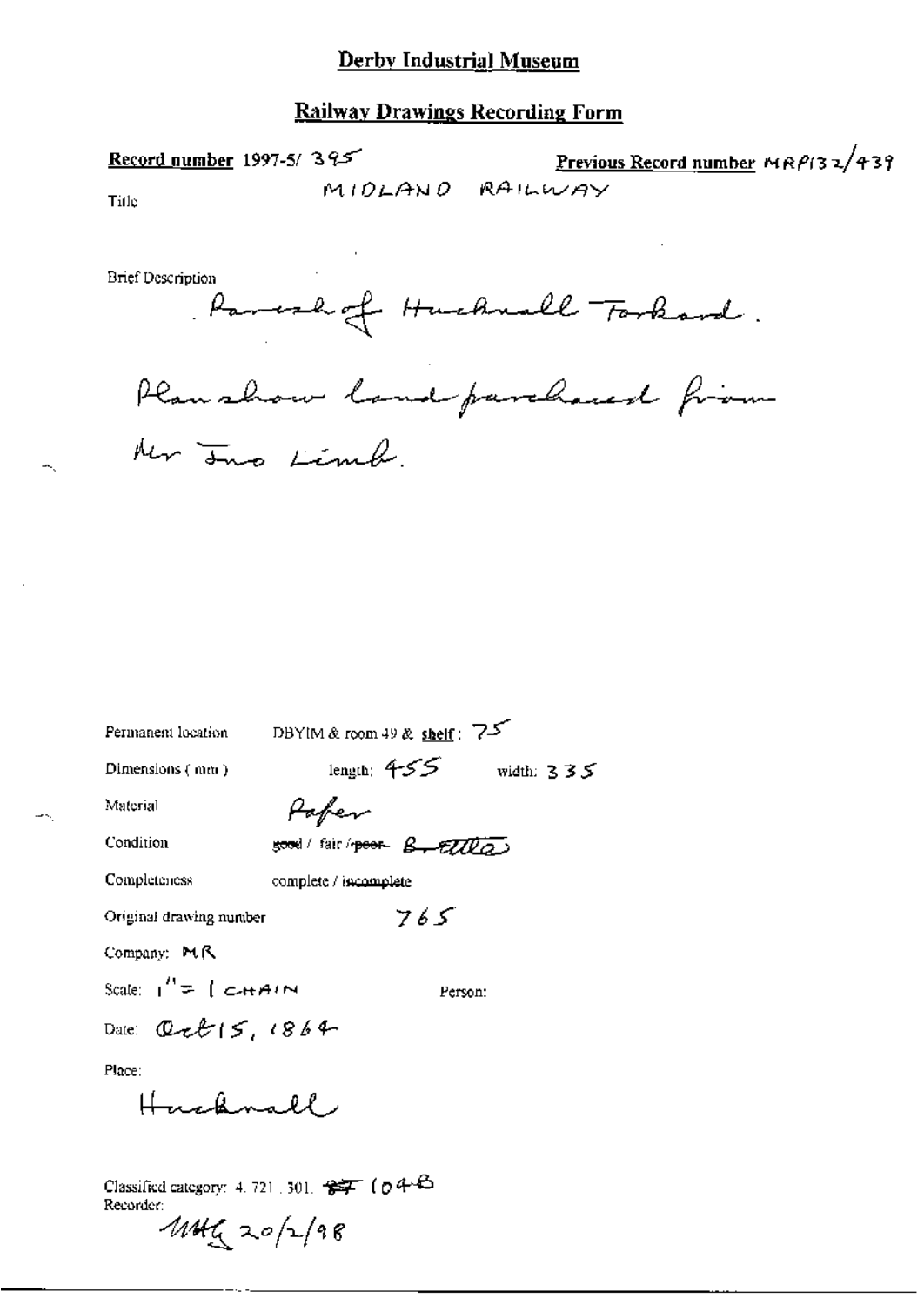# Derby Industrial Museum

## Railway Drawings Recording Form

**Record number** 1997-5/ 395 **Previous Record number** MRP132/439

Title MIDLAND RAILWAY

Brief Description

Parish of Hucknall Torkard.

Plan show land purchased from Mr Jno Limb.

Permanent location DBYIM & room 49 & **shelf**: 75

Dimensions (mm) length: 455 width: 335

Material Paper

Condition ~~good~~ / fair / ~~poor~~ Brittle

Completeness complete / ~~incomplete~~

Original drawing number 765

Company: MR

Scale: 1" = 1 CHAIN Person:

Date: Oct 15, 1864

Place:

Hucknall

Classified category: 4. 721. 301. ~~87~~ 104B

Recorder:

MMG 20/2/98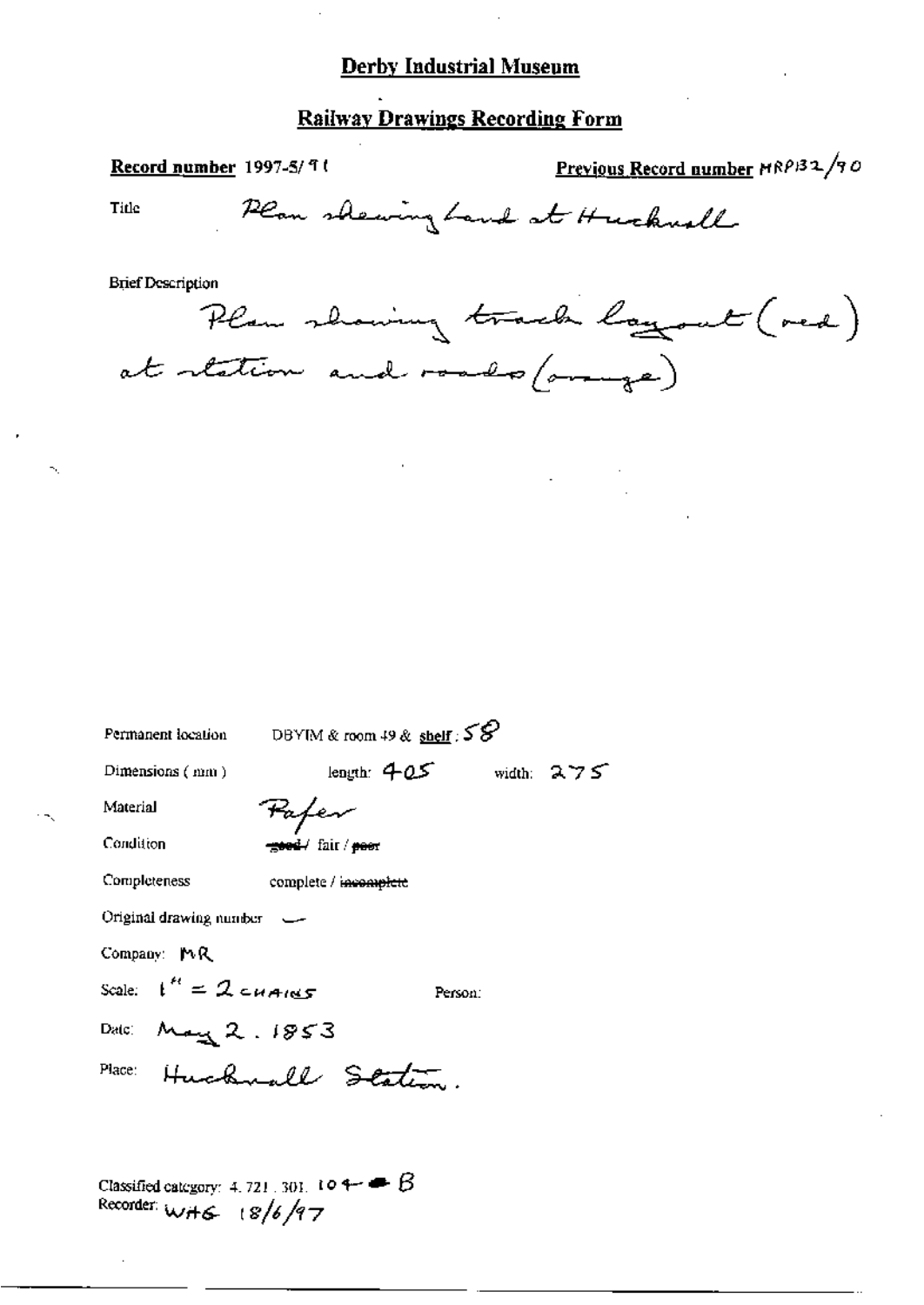# Derby Industrial Museum

## Railway Drawings Recording Form

**Record number** 1997-5/91 **Previous Record number** MRP132/90

Title Plan shewing land at Hucknall

Brief Description

Plan showing track layout (red) at station and roads (orange)

Permanent location DBYIM & room 49 & shelf: 58

Dimensions (mm) length: 405 width: 275

Material Paper

Condition ~~good~~ / fair / ~~poor~~

Completeness complete / ~~incomplete~~

Original drawing number —

Company: MR

Scale: 1" = 2 CHAINS Person:

Date: May 2. 1853

Place: Hucknall Station.

Classified category: 4.721.301.104 B
Recorder: WHG 18/6/97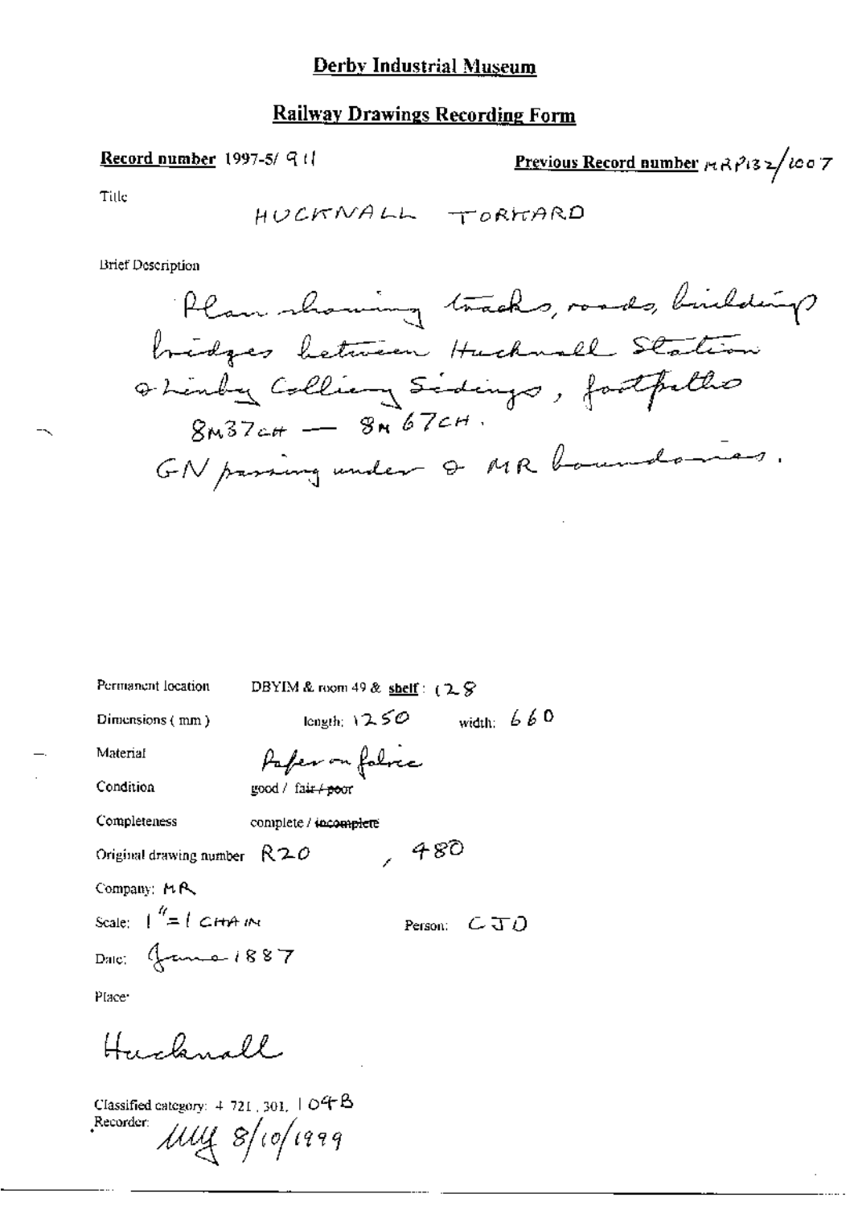# Derby Industrial Museum

## Railway Drawings Recording Form

**Record number** 1997-5/ 911

**Previous Record number** MRP132/1007

Title

HUCKNALL TORKARD

Brief Description

Plan showing tracks, roads, buildings bridges between Hucknall Station & Linby Colliery Sidings, footpaths 8M37CH — 8M67CH.
GN passing under & MR boundaries.

Permanent location DBYIM & room 49 & **shelf**: 128

Dimensions (mm) length: 1250 width: 660

Material Paper on fabric

Condition good / ~~fair / poor~~

Completeness complete / ~~incomplete~~

Original drawing number R20, 480

Company: MR

Scale: 1" = 1 CHAIN

Person: CJO

Date: June 1887

Place:

Hucknall

Classified category: 4 721, 301, 104B

Recorder: MLY 8/10/1999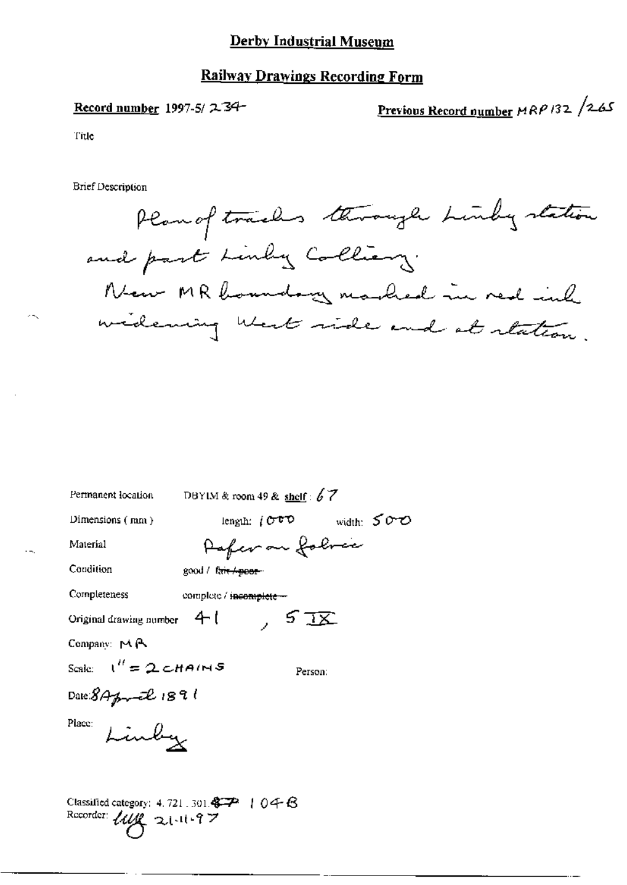# Derby Industrial Museum

## Railway Drawings Recording Form

**Record number** 1997-5/ 234

**Previous Record number** MRP132 /265

Title

Brief Description

Plan of tracks through Linby station and part Linby Colliery.
New MR boundary marked in red ink widening West side and at station.

Permanent location: DBYIM & room 49 & shelf: 67

Dimensions (mm): length: 1000 width: 500

Material: Paper on fabric

Condition: good / ~~fair / poor~~

Completeness: complete / ~~incomplete~~

Original drawing number: 41, 5 IX

Company: MR

Scale: 1" = 2 CHAINS

Person:

Date: 8 April 1891

Place: Linby

Classified category: 4.721.301.~~87~~ 104B

Recorder: LMY 21-11-97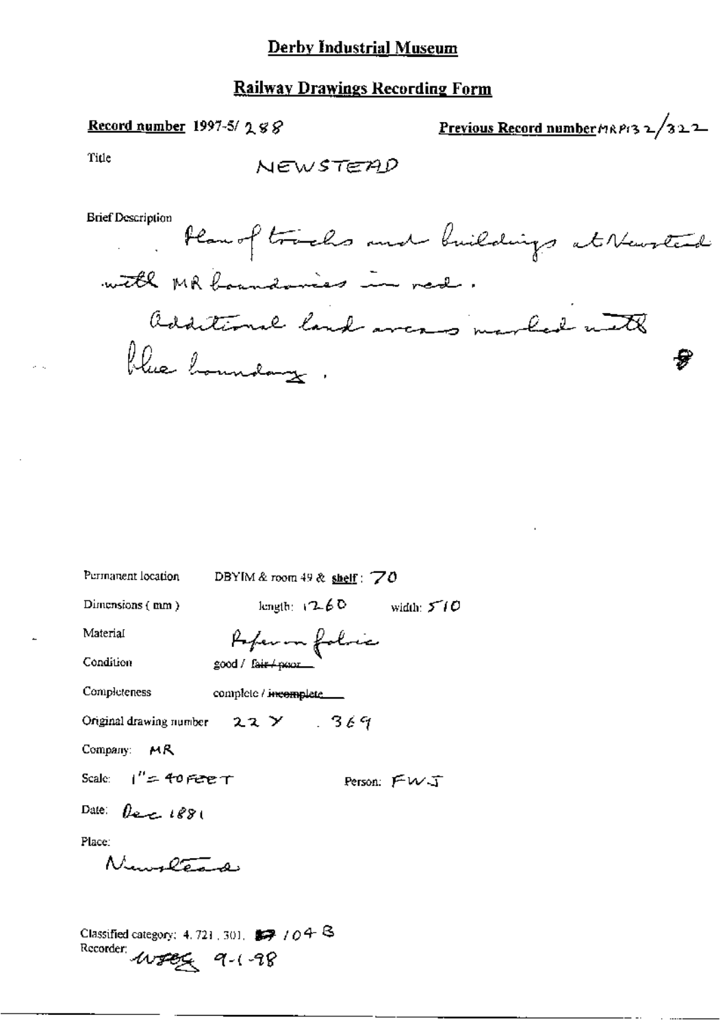# Derby Industrial Museum

## Railway Drawings Recording Form

**Record number** 1997-5/ 288

**Previous Record number** MRP132/322

Title NEWSTEAD

Brief Description

Plan of tracks and buildings at Newstead with MR boundaries in red.

Additional land areas marked with blue boundary.

Permanent location DBYIM & room 49 & **shelf**: 70

Dimensions (mm) length: 1260 width: 510

Material Paper on fabric

Condition good / ~~fair / poor~~

Completeness complete / ~~incomplete~~

Original drawing number 22 Y . 369

Company: MR

Scale: 1" = 40 FEET

Person: FWJ

Date: Dec 1881

Place:

Newstead

Classified category: 4.721.301. 104 B

Recorder: WSEG 9-1-98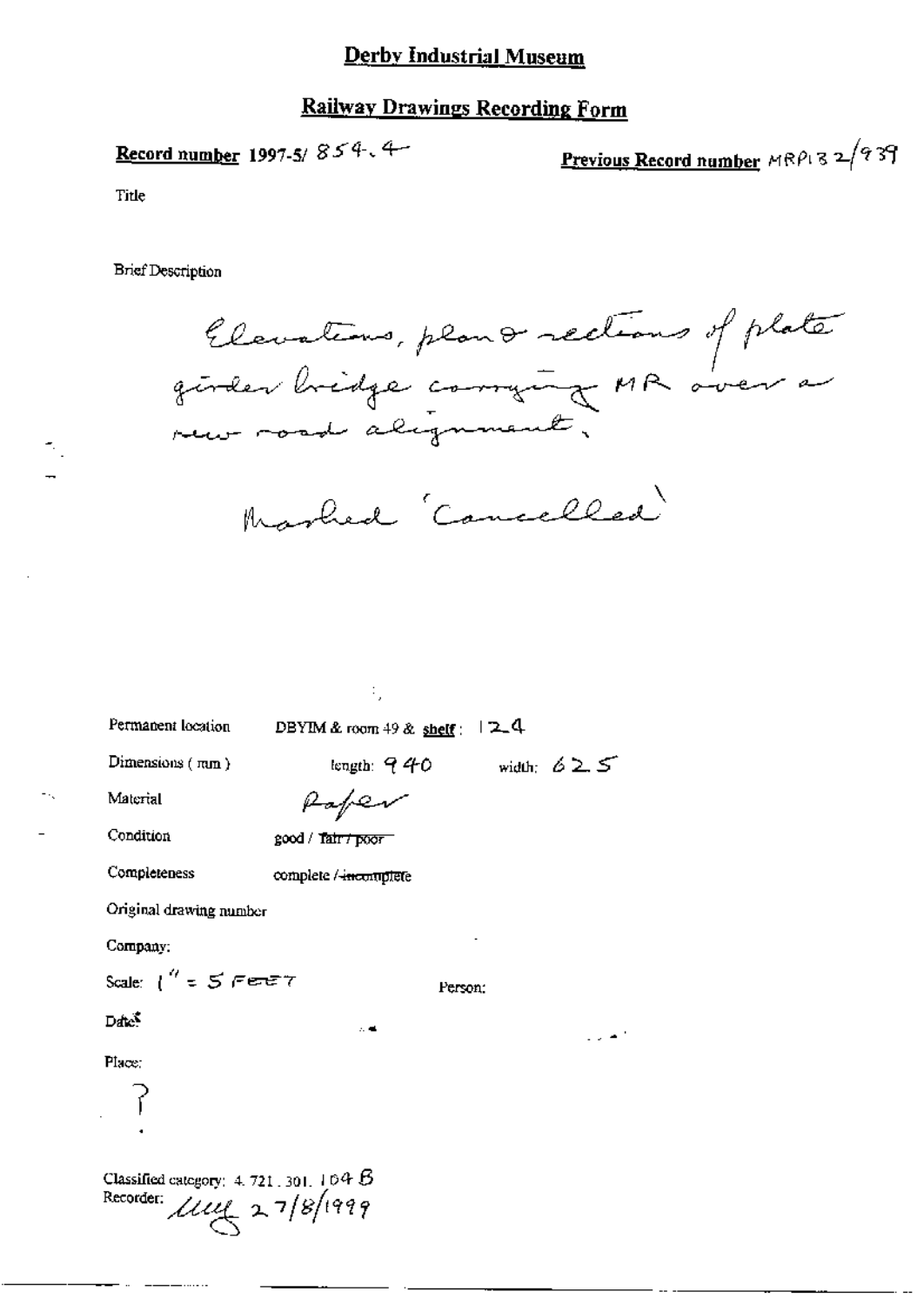# Derby Industrial Museum

## Railway Drawings Recording Form

**Record number** 1997-5/ 854.4

**Previous Record number** MRP132/939

Title

Brief Description

Elevations, plan & sections of plate girder bridge carrying MR over a new road alignment.

Marked 'Cancelled'

Permanent location DBYIM & room 49 & **shelf**: 124

Dimensions (mm) length: 940 width: 625

Material Paper

Condition good / ~~fair / poor~~

Completeness complete / ~~incomplete~~

Original drawing number

Company:

Scale: 1" = 5 FEET

Person:

Date:

Place:

?

Classified category: 4. 721. 301. 104 B

Recorder: [signature] 27/8/1999